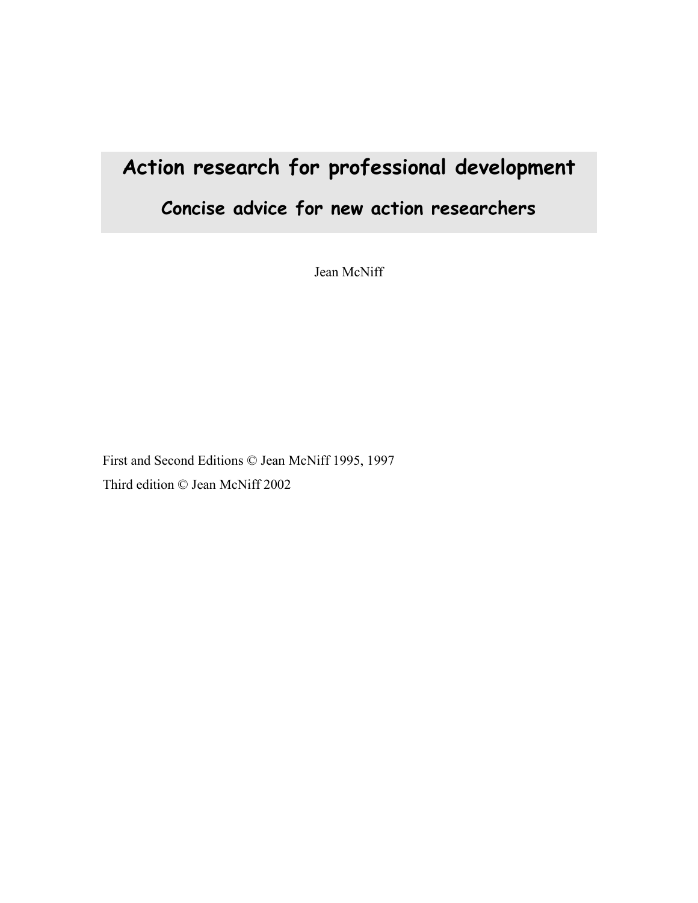# Action research for professional development

## Concise advice for new action researchers

Jean McNiff

First and Second Editions © Jean McNiff 1995, 1997

Third edition © Jean McNiff 2002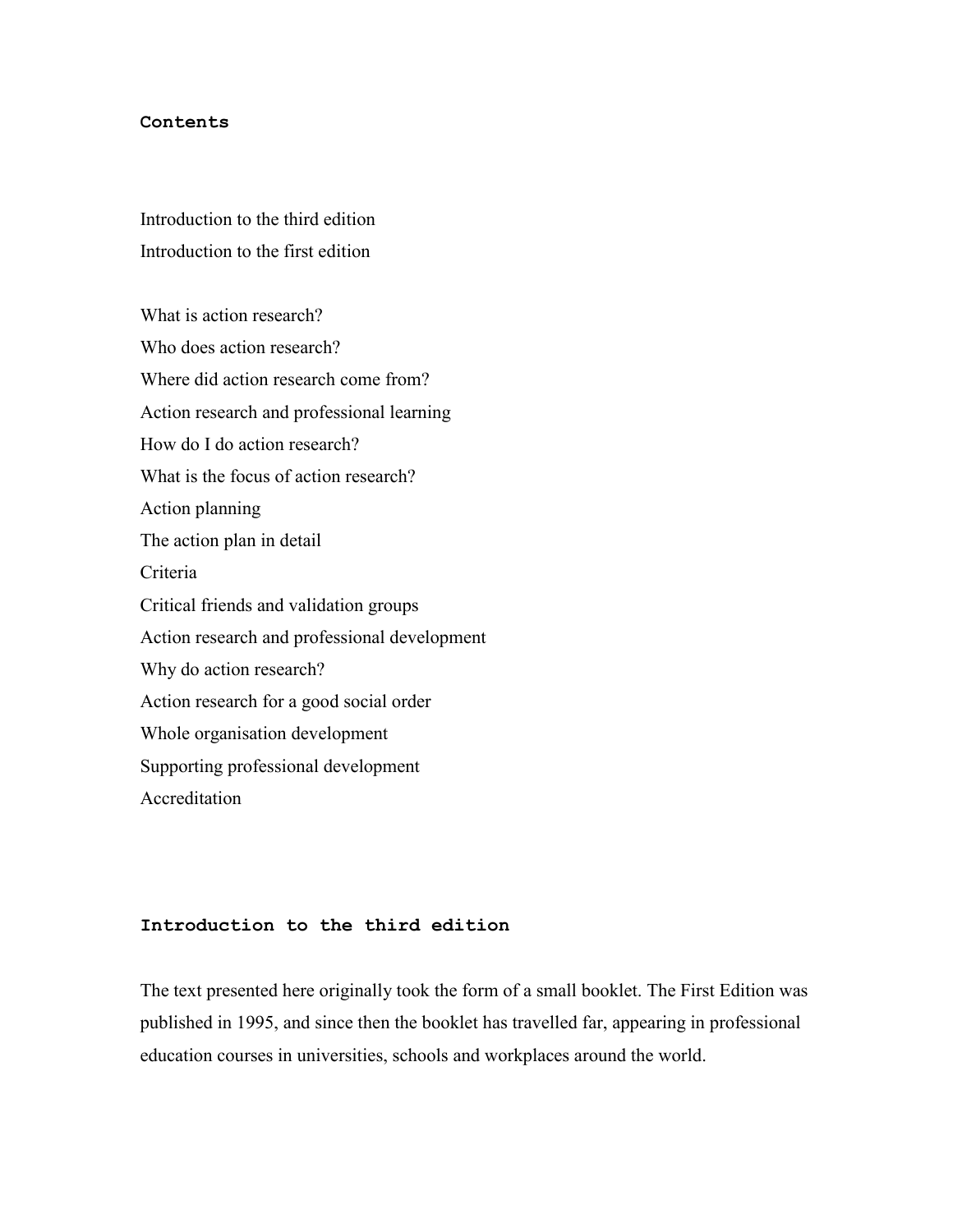## Contents

Introduction to the third edition
Introduction to the first edition

What is action research?
Who does action research?
Where did action research come from?
Action research and professional learning
How do I do action research?
What is the focus of action research?
Action planning
The action plan in detail
Criteria
Critical friends and validation groups
Action research and professional development
Why do action research?
Action research for a good social order
Whole organisation development
Supporting professional development
Accreditation

## Introduction to the third edition

The text presented here originally took the form of a small booklet. The First Edition was published in 1995, and since then the booklet has travelled far, appearing in professional education courses in universities, schools and workplaces around the world.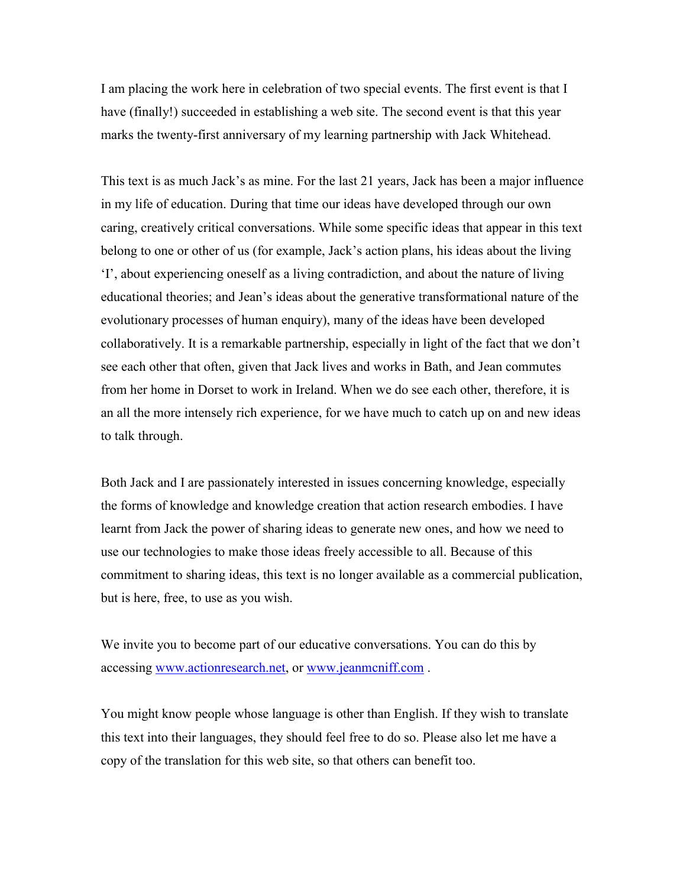I am placing the work here in celebration of two special events. The first event is that I have (finally!) succeeded in establishing a web site. The second event is that this year marks the twenty-first anniversary of my learning partnership with Jack Whitehead.

This text is as much Jack's as mine. For the last 21 years, Jack has been a major influence in my life of education. During that time our ideas have developed through our own caring, creatively critical conversations. While some specific ideas that appear in this text belong to one or other of us (for example, Jack's action plans, his ideas about the living 'I', about experiencing oneself as a living contradiction, and about the nature of living educational theories; and Jean's ideas about the generative transformational nature of the evolutionary processes of human enquiry), many of the ideas have been developed collaboratively. It is a remarkable partnership, especially in light of the fact that we don't see each other that often, given that Jack lives and works in Bath, and Jean commutes from her home in Dorset to work in Ireland. When we do see each other, therefore, it is an all the more intensely rich experience, for we have much to catch up on and new ideas to talk through.

Both Jack and I are passionately interested in issues concerning knowledge, especially the forms of knowledge and knowledge creation that action research embodies. I have learnt from Jack the power of sharing ideas to generate new ones, and how we need to use our technologies to make those ideas freely accessible to all. Because of this commitment to sharing ideas, this text is no longer available as a commercial publication, but is here, free, to use as you wish.

We invite you to become part of our educative conversations. You can do this by accessing [www.actionresearch.net](http://www.actionresearch.net), or [www.jeanmcniff.com](http://www.jeanmcniff.com) .

You might know people whose language is other than English. If they wish to translate this text into their languages, they should feel free to do so. Please also let me have a copy of the translation for this web site, so that others can benefit too.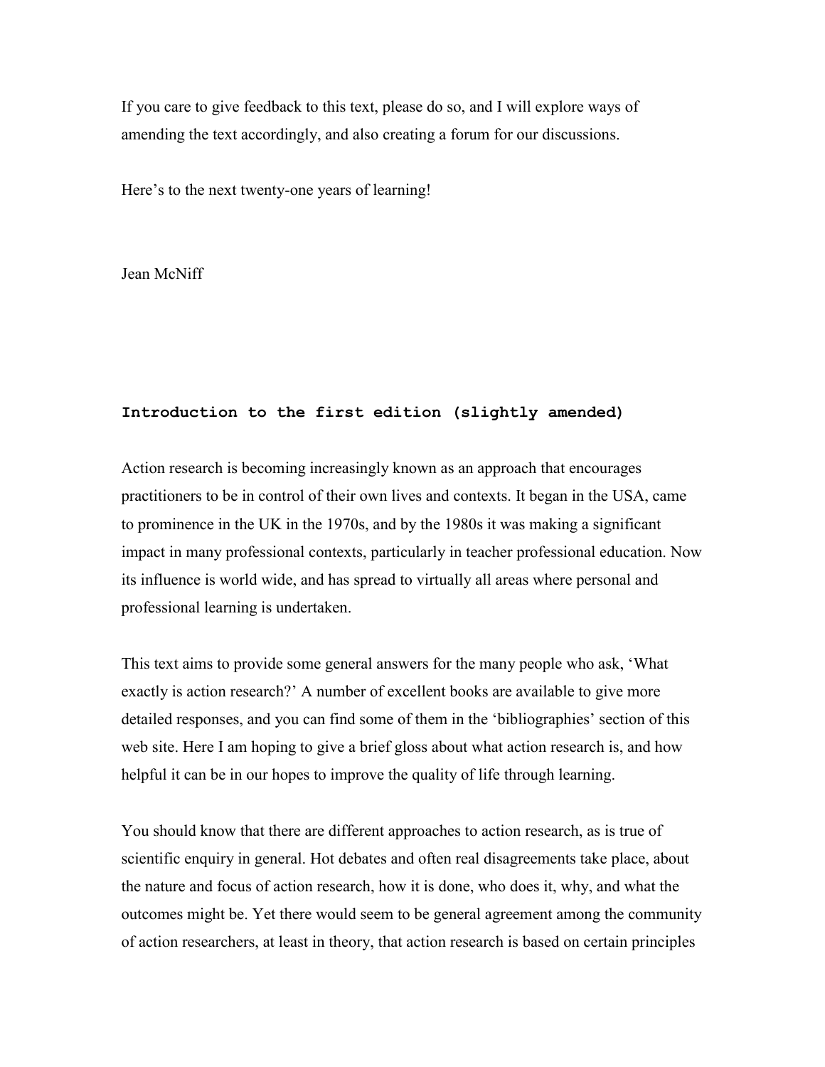If you care to give feedback to this text, please do so, and I will explore ways of amending the text accordingly, and also creating a forum for our discussions.

Here's to the next twenty-one years of learning!

Jean McNiff

## Introduction to the first edition (slightly amended)

Action research is becoming increasingly known as an approach that encourages practitioners to be in control of their own lives and contexts. It began in the USA, came to prominence in the UK in the 1970s, and by the 1980s it was making a significant impact in many professional contexts, particularly in teacher professional education. Now its influence is world wide, and has spread to virtually all areas where personal and professional learning is undertaken.

This text aims to provide some general answers for the many people who ask, 'What exactly is action research?' A number of excellent books are available to give more detailed responses, and you can find some of them in the 'bibliographies' section of this web site. Here I am hoping to give a brief gloss about what action research is, and how helpful it can be in our hopes to improve the quality of life through learning.

You should know that there are different approaches to action research, as is true of scientific enquiry in general. Hot debates and often real disagreements take place, about the nature and focus of action research, how it is done, who does it, why, and what the outcomes might be. Yet there would seem to be general agreement among the community of action researchers, at least in theory, that action research is based on certain principles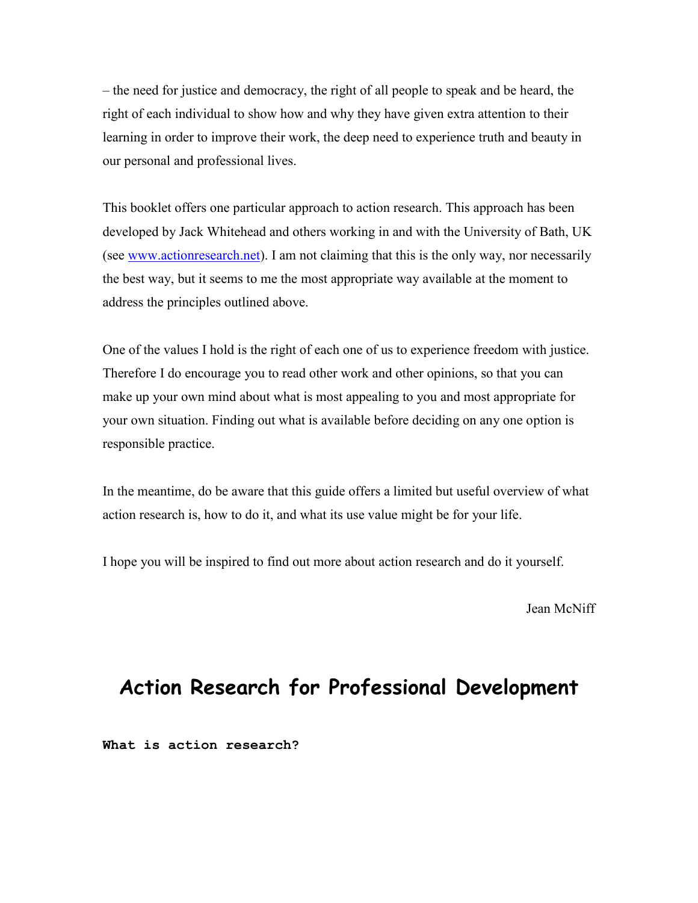– the need for justice and democracy, the right of all people to speak and be heard, the right of each individual to show how and why they have given extra attention to their learning in order to improve their work, the deep need to experience truth and beauty in our personal and professional lives.

This booklet offers one particular approach to action research. This approach has been developed by Jack Whitehead and others working in and with the University of Bath, UK (see [www.actionresearch.net](http://www.actionresearch.net)). I am not claiming that this is the only way, nor necessarily the best way, but it seems to me the most appropriate way available at the moment to address the principles outlined above.

One of the values I hold is the right of each one of us to experience freedom with justice. Therefore I do encourage you to read other work and other opinions, so that you can make up your own mind about what is most appealing to you and most appropriate for your own situation. Finding out what is available before deciding on any one option is responsible practice.

In the meantime, do be aware that this guide offers a limited but useful overview of what action research is, how to do it, and what its use value might be for your life.

I hope you will be inspired to find out more about action research and do it yourself.

Jean McNiff

# Action Research for Professional Development

**What is action research?**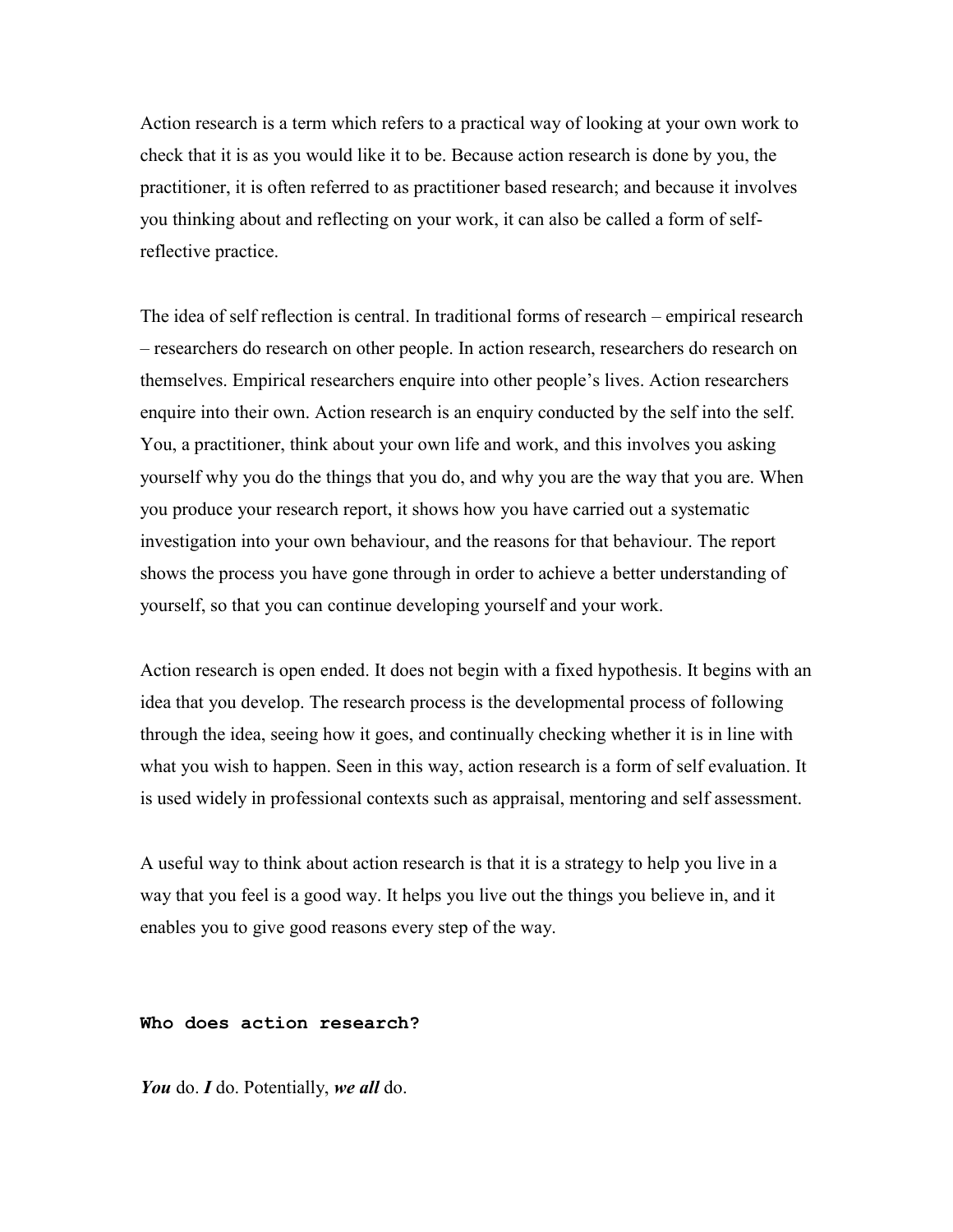Action research is a term which refers to a practical way of looking at your own work to check that it is as you would like it to be. Because action research is done by you, the practitioner, it is often referred to as practitioner based research; and because it involves you thinking about and reflecting on your work, it can also be called a form of self-reflective practice.

The idea of self reflection is central. In traditional forms of research – empirical research – researchers do research on other people. In action research, researchers do research on themselves. Empirical researchers enquire into other people's lives. Action researchers enquire into their own. Action research is an enquiry conducted by the self into the self. You, a practitioner, think about your own life and work, and this involves you asking yourself why you do the things that you do, and why you are the way that you are. When you produce your research report, it shows how you have carried out a systematic investigation into your own behaviour, and the reasons for that behaviour. The report shows the process you have gone through in order to achieve a better understanding of yourself, so that you can continue developing yourself and your work.

Action research is open ended. It does not begin with a fixed hypothesis. It begins with an idea that you develop. The research process is the developmental process of following through the idea, seeing how it goes, and continually checking whether it is in line with what you wish to happen. Seen in this way, action research is a form of self evaluation. It is used widely in professional contexts such as appraisal, mentoring and self assessment.

A useful way to think about action research is that it is a strategy to help you live in a way that you feel is a good way. It helps you live out the things you believe in, and it enables you to give good reasons every step of the way.

## Who does action research?

***You*** do. ***I*** do. Potentially, ***we all*** do.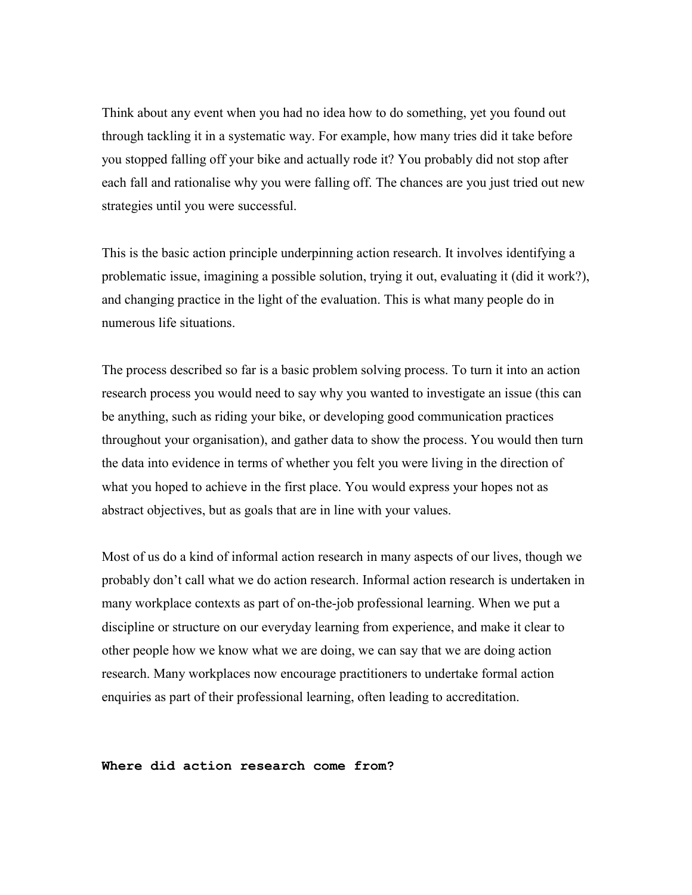Think about any event when you had no idea how to do something, yet you found out through tackling it in a systematic way. For example, how many tries did it take before you stopped falling off your bike and actually rode it? You probably did not stop after each fall and rationalise why you were falling off. The chances are you just tried out new strategies until you were successful.

This is the basic action principle underpinning action research. It involves identifying a problematic issue, imagining a possible solution, trying it out, evaluating it (did it work?), and changing practice in the light of the evaluation. This is what many people do in numerous life situations.

The process described so far is a basic problem solving process. To turn it into an action research process you would need to say why you wanted to investigate an issue (this can be anything, such as riding your bike, or developing good communication practices throughout your organisation), and gather data to show the process. You would then turn the data into evidence in terms of whether you felt you were living in the direction of what you hoped to achieve in the first place. You would express your hopes not as abstract objectives, but as goals that are in line with your values.

Most of us do a kind of informal action research in many aspects of our lives, though we probably don't call what we do action research. Informal action research is undertaken in many workplace contexts as part of on-the-job professional learning. When we put a discipline or structure on our everyday learning from experience, and make it clear to other people how we know what we are doing, we can say that we are doing action research. Many workplaces now encourage practitioners to undertake formal action enquiries as part of their professional learning, often leading to accreditation.

## Where did action research come from?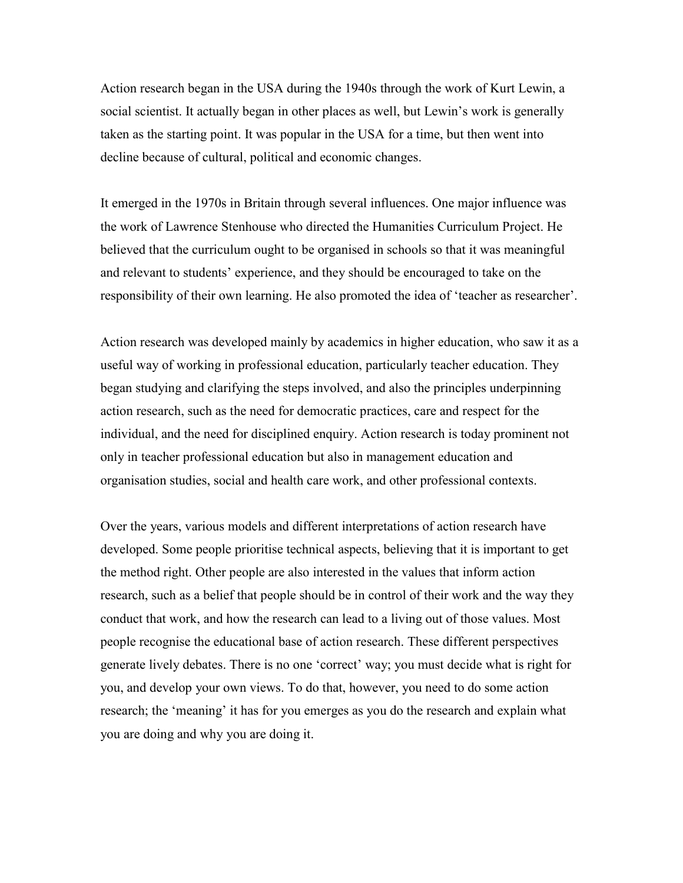Action research began in the USA during the 1940s through the work of Kurt Lewin, a social scientist. It actually began in other places as well, but Lewin's work is generally taken as the starting point. It was popular in the USA for a time, but then went into decline because of cultural, political and economic changes.

It emerged in the 1970s in Britain through several influences. One major influence was the work of Lawrence Stenhouse who directed the Humanities Curriculum Project. He believed that the curriculum ought to be organised in schools so that it was meaningful and relevant to students' experience, and they should be encouraged to take on the responsibility of their own learning. He also promoted the idea of 'teacher as researcher'.

Action research was developed mainly by academics in higher education, who saw it as a useful way of working in professional education, particularly teacher education. They began studying and clarifying the steps involved, and also the principles underpinning action research, such as the need for democratic practices, care and respect for the individual, and the need for disciplined enquiry. Action research is today prominent not only in teacher professional education but also in management education and organisation studies, social and health care work, and other professional contexts.

Over the years, various models and different interpretations of action research have developed. Some people prioritise technical aspects, believing that it is important to get the method right. Other people are also interested in the values that inform action research, such as a belief that people should be in control of their work and the way they conduct that work, and how the research can lead to a living out of those values. Most people recognise the educational base of action research. These different perspectives generate lively debates. There is no one 'correct' way; you must decide what is right for you, and develop your own views. To do that, however, you need to do some action research; the 'meaning' it has for you emerges as you do the research and explain what you are doing and why you are doing it.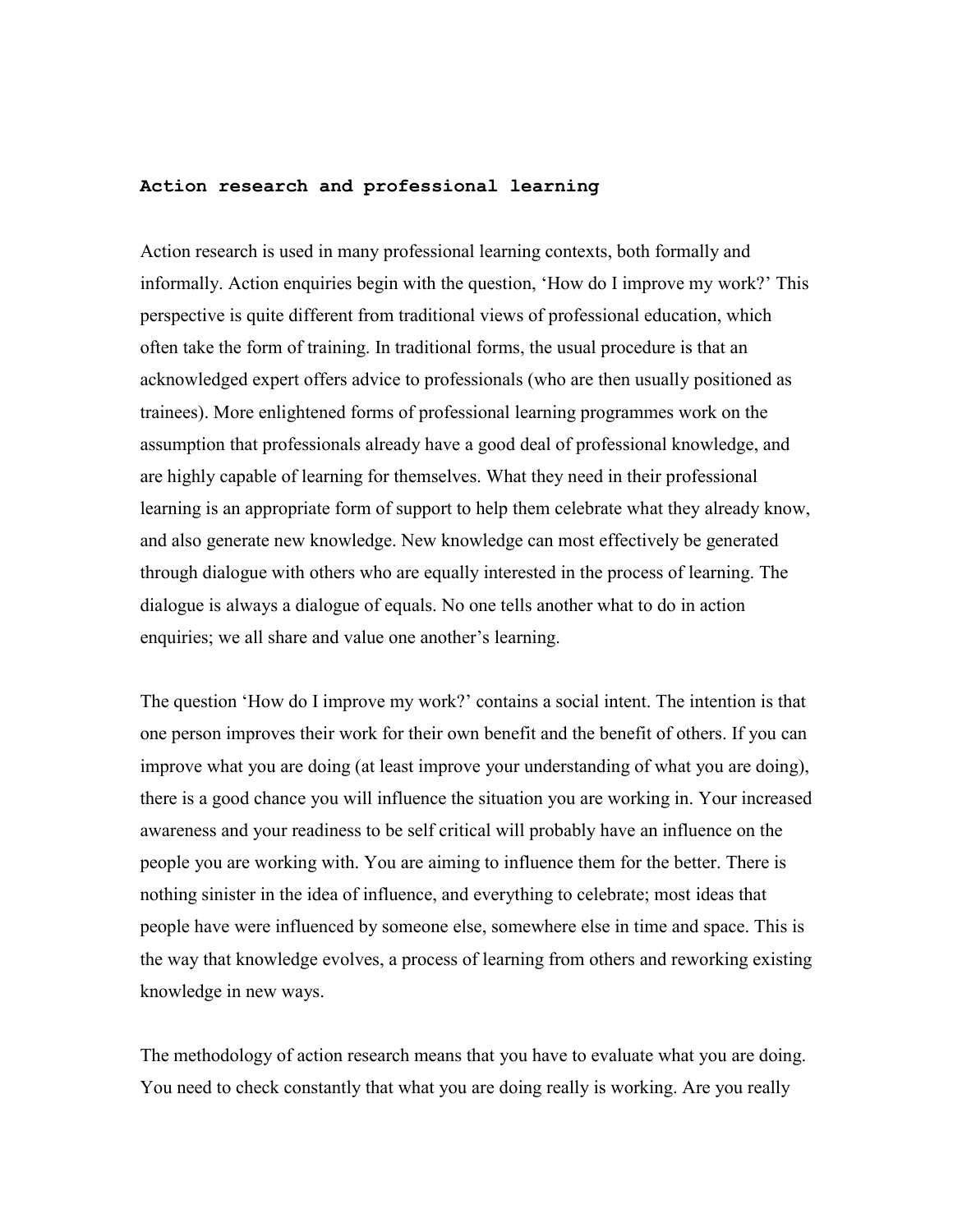**Action research and professional learning**

Action research is used in many professional learning contexts, both formally and informally. Action enquiries begin with the question, 'How do I improve my work?' This perspective is quite different from traditional views of professional education, which often take the form of training. In traditional forms, the usual procedure is that an acknowledged expert offers advice to professionals (who are then usually positioned as trainees). More enlightened forms of professional learning programmes work on the assumption that professionals already have a good deal of professional knowledge, and are highly capable of learning for themselves. What they need in their professional learning is an appropriate form of support to help them celebrate what they already know, and also generate new knowledge. New knowledge can most effectively be generated through dialogue with others who are equally interested in the process of learning. The dialogue is always a dialogue of equals. No one tells another what to do in action enquiries; we all share and value one another's learning.

The question 'How do I improve my work?' contains a social intent. The intention is that one person improves their work for their own benefit and the benefit of others. If you can improve what you are doing (at least improve your understanding of what you are doing), there is a good chance you will influence the situation you are working in. Your increased awareness and your readiness to be self critical will probably have an influence on the people you are working with. You are aiming to influence them for the better. There is nothing sinister in the idea of influence, and everything to celebrate; most ideas that people have were influenced by someone else, somewhere else in time and space. This is the way that knowledge evolves, a process of learning from others and reworking existing knowledge in new ways.

The methodology of action research means that you have to evaluate what you are doing. You need to check constantly that what you are doing really is working. Are you really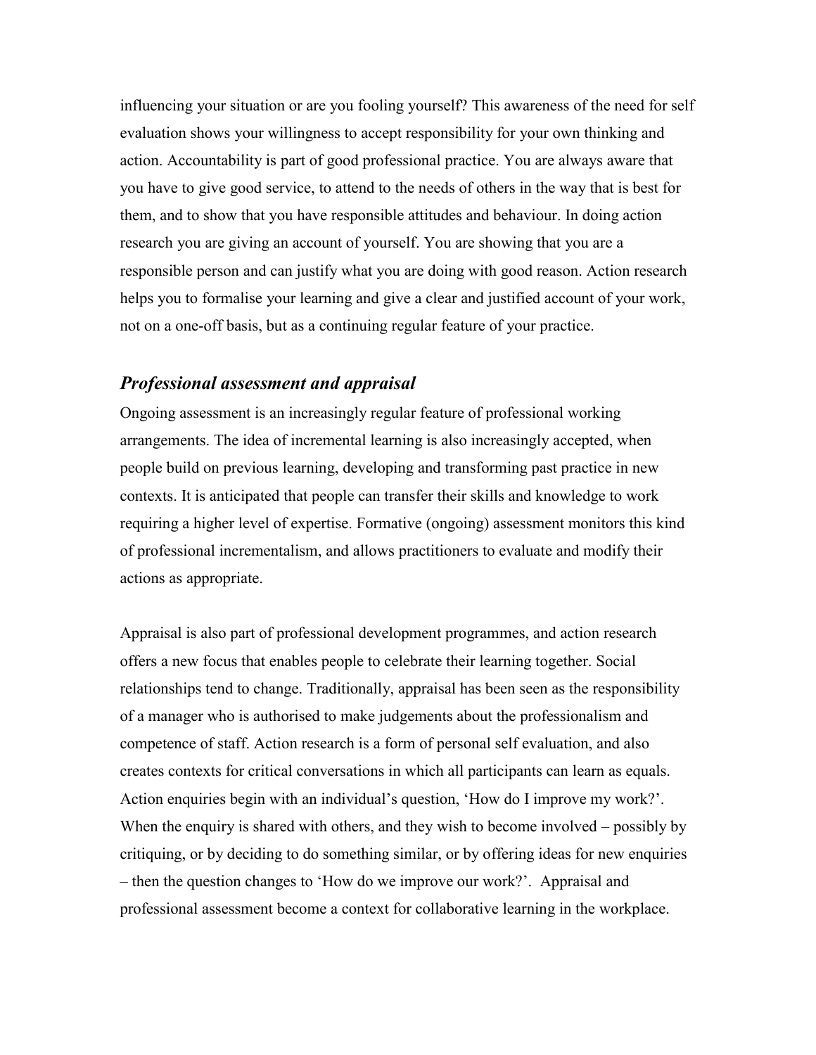influencing your situation or are you fooling yourself? This awareness of the need for self evaluation shows your willingness to accept responsibility for your own thinking and action. Accountability is part of good professional practice. You are always aware that you have to give good service, to attend to the needs of others in the way that is best for them, and to show that you have responsible attitudes and behaviour. In doing action research you are giving an account of yourself. You are showing that you are a responsible person and can justify what you are doing with good reason. Action research helps you to formalise your learning and give a clear and justified account of your work, not on a one-off basis, but as a continuing regular feature of your practice.

### *Professional assessment and appraisal*

Ongoing assessment is an increasingly regular feature of professional working arrangements. The idea of incremental learning is also increasingly accepted, when people build on previous learning, developing and transforming past practice in new contexts. It is anticipated that people can transfer their skills and knowledge to work requiring a higher level of expertise. Formative (ongoing) assessment monitors this kind of professional incrementalism, and allows practitioners to evaluate and modify their actions as appropriate.

Appraisal is also part of professional development programmes, and action research offers a new focus that enables people to celebrate their learning together. Social relationships tend to change. Traditionally, appraisal has been seen as the responsibility of a manager who is authorised to make judgements about the professionalism and competence of staff. Action research is a form of personal self evaluation, and also creates contexts for critical conversations in which all participants can learn as equals. Action enquiries begin with an individual's question, 'How do I improve my work?'. When the enquiry is shared with others, and they wish to become involved – possibly by critiquing, or by deciding to do something similar, or by offering ideas for new enquiries – then the question changes to 'How do we improve our work?'. Appraisal and professional assessment become a context for collaborative learning in the workplace.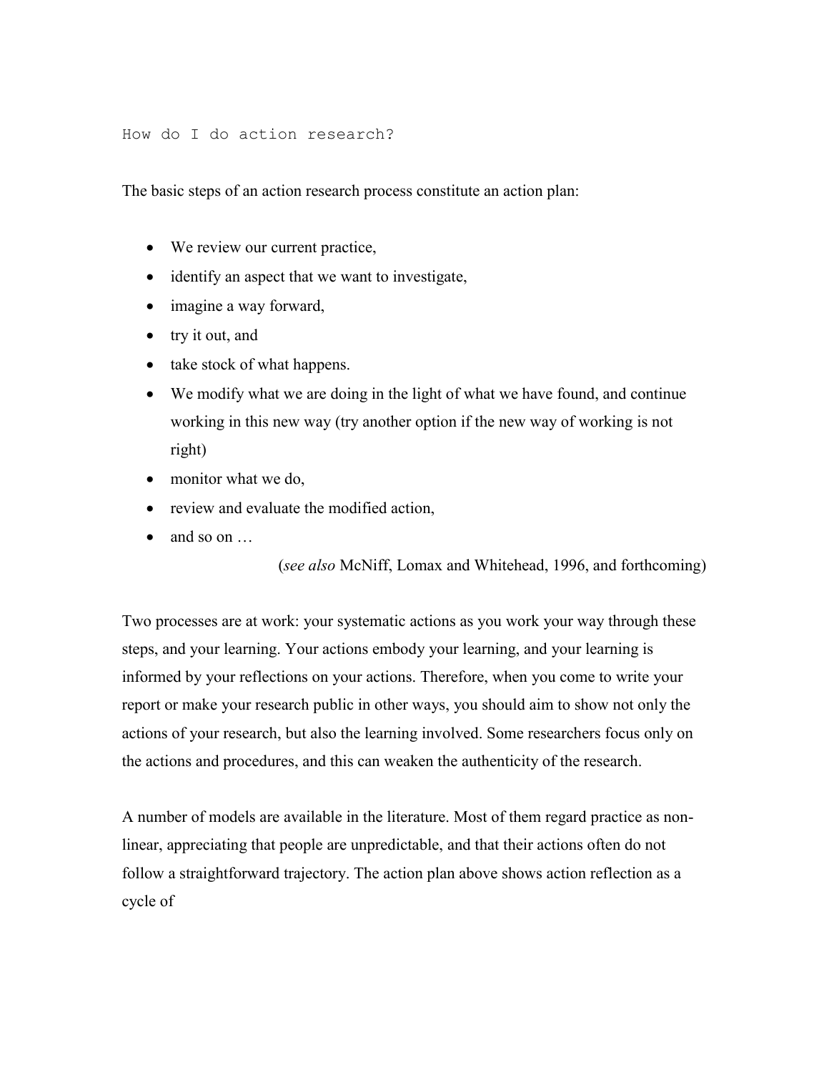## How do I do action research?

The basic steps of an action research process constitute an action plan:

- We review our current practice,
- identify an aspect that we want to investigate,
- imagine a way forward,
- try it out, and
- take stock of what happens.
- We modify what we are doing in the light of what we have found, and continue working in this new way (try another option if the new way of working is not right)
- monitor what we do,
- review and evaluate the modified action,
- and so on …

(*see also* McNiff, Lomax and Whitehead, 1996, and forthcoming)

Two processes are at work: your systematic actions as you work your way through these steps, and your learning. Your actions embody your learning, and your learning is informed by your reflections on your actions. Therefore, when you come to write your report or make your research public in other ways, you should aim to show not only the actions of your research, but also the learning involved. Some researchers focus only on the actions and procedures, and this can weaken the authenticity of the research.

A number of models are available in the literature. Most of them regard practice as non-linear, appreciating that people are unpredictable, and that their actions often do not follow a straightforward trajectory. The action plan above shows action reflection as a cycle of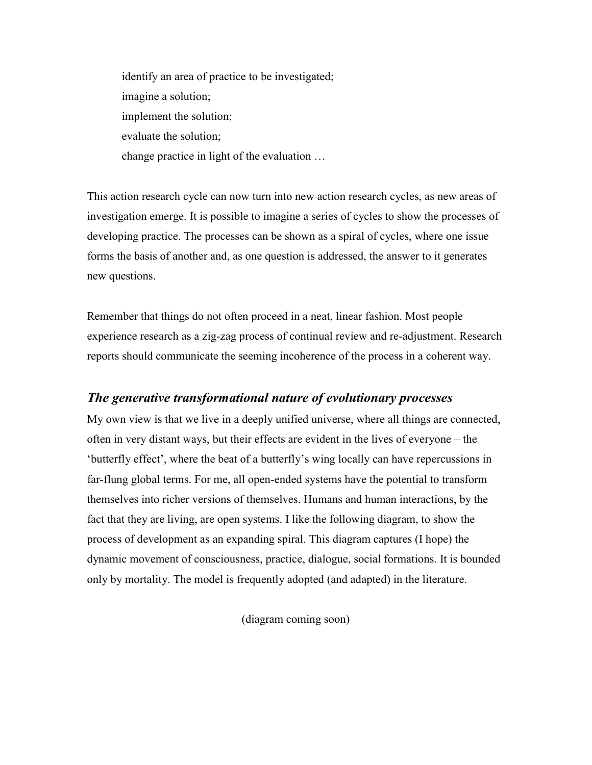identify an area of practice to be investigated;  
imagine a solution;  
implement the solution;  
evaluate the solution;  
change practice in light of the evaluation …

This action research cycle can now turn into new action research cycles, as new areas of investigation emerge. It is possible to imagine a series of cycles to show the processes of developing practice. The processes can be shown as a spiral of cycles, where one issue forms the basis of another and, as one question is addressed, the answer to it generates new questions.

Remember that things do not often proceed in a neat, linear fashion. Most people experience research as a zig-zag process of continual review and re-adjustment. Research reports should communicate the seeming incoherence of the process in a coherent way.

### *The generative transformational nature of evolutionary processes*

My own view is that we live in a deeply unified universe, where all things are connected, often in very distant ways, but their effects are evident in the lives of everyone – the 'butterfly effect', where the beat of a butterfly's wing locally can have repercussions in far-flung global terms. For me, all open-ended systems have the potential to transform themselves into richer versions of themselves. Humans and human interactions, by the fact that they are living, are open systems. I like the following diagram, to show the process of development as an expanding spiral. This diagram captures (I hope) the dynamic movement of consciousness, practice, dialogue, social formations. It is bounded only by mortality. The model is frequently adopted (and adapted) in the literature.

(diagram coming soon)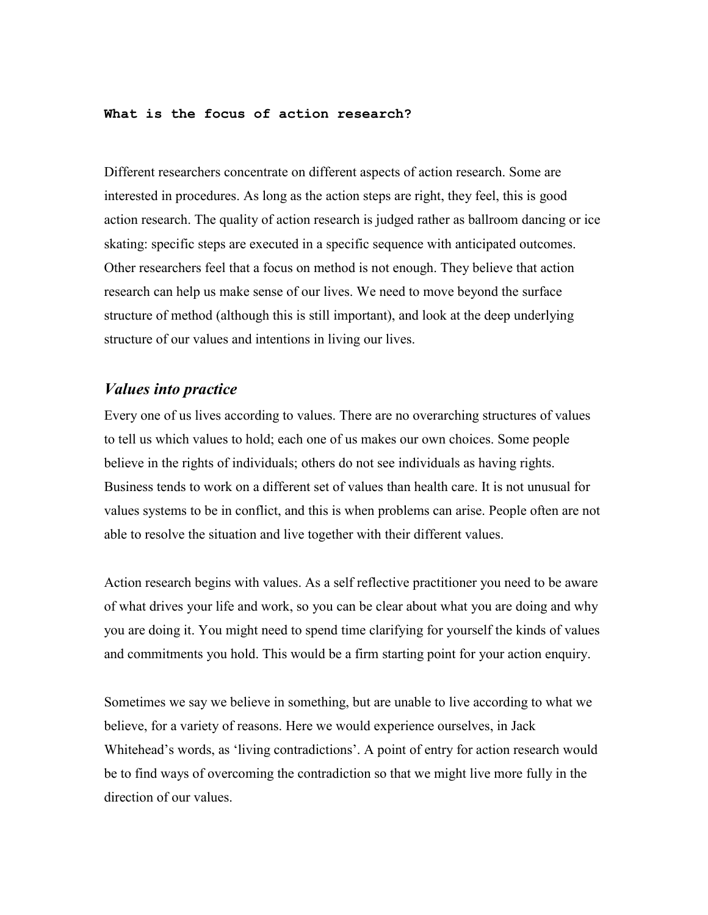**What is the focus of action research?**

Different researchers concentrate on different aspects of action research. Some are interested in procedures. As long as the action steps are right, they feel, this is good action research. The quality of action research is judged rather as ballroom dancing or ice skating: specific steps are executed in a specific sequence with anticipated outcomes. Other researchers feel that a focus on method is not enough. They believe that action research can help us make sense of our lives. We need to move beyond the surface structure of method (although this is still important), and look at the deep underlying structure of our values and intentions in living our lives.

## *Values into practice*

Every one of us lives according to values. There are no overarching structures of values to tell us which values to hold; each one of us makes our own choices. Some people believe in the rights of individuals; others do not see individuals as having rights. Business tends to work on a different set of values than health care. It is not unusual for values systems to be in conflict, and this is when problems can arise. People often are not able to resolve the situation and live together with their different values.

Action research begins with values. As a self reflective practitioner you need to be aware of what drives your life and work, so you can be clear about what you are doing and why you are doing it. You might need to spend time clarifying for yourself the kinds of values and commitments you hold. This would be a firm starting point for your action enquiry.

Sometimes we say we believe in something, but are unable to live according to what we believe, for a variety of reasons. Here we would experience ourselves, in Jack Whitehead's words, as 'living contradictions'. A point of entry for action research would be to find ways of overcoming the contradiction so that we might live more fully in the direction of our values.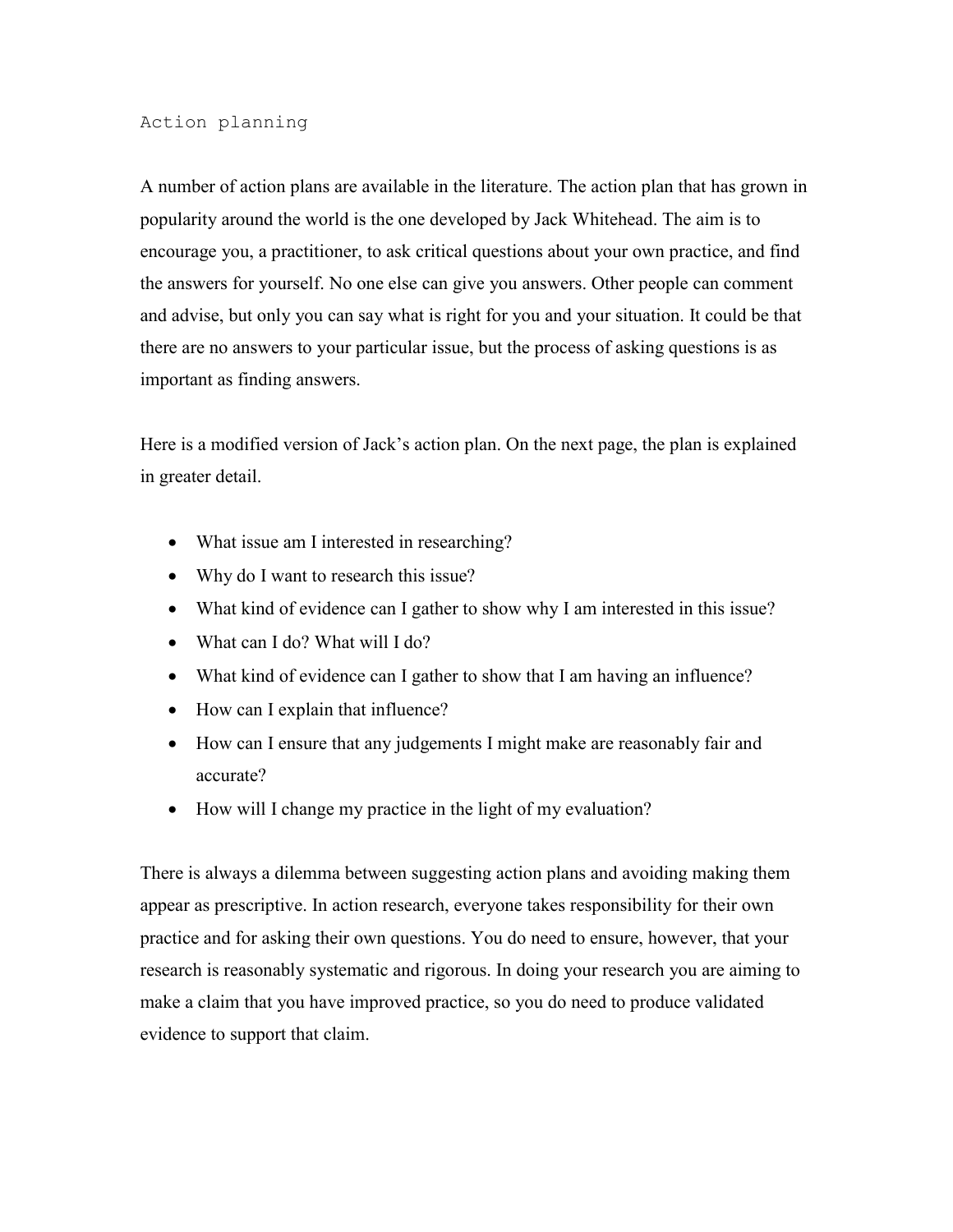## Action planning

A number of action plans are available in the literature. The action plan that has grown in popularity around the world is the one developed by Jack Whitehead. The aim is to encourage you, a practitioner, to ask critical questions about your own practice, and find the answers for yourself. No one else can give you answers. Other people can comment and advise, but only you can say what is right for you and your situation. It could be that there are no answers to your particular issue, but the process of asking questions is as important as finding answers.

Here is a modified version of Jack's action plan. On the next page, the plan is explained in greater detail.

- What issue am I interested in researching?
- Why do I want to research this issue?
- What kind of evidence can I gather to show why I am interested in this issue?
- What can I do? What will I do?
- What kind of evidence can I gather to show that I am having an influence?
- How can I explain that influence?
- How can I ensure that any judgements I might make are reasonably fair and accurate?
- How will I change my practice in the light of my evaluation?

There is always a dilemma between suggesting action plans and avoiding making them appear as prescriptive. In action research, everyone takes responsibility for their own practice and for asking their own questions. You do need to ensure, however, that your research is reasonably systematic and rigorous. In doing your research you are aiming to make a claim that you have improved practice, so you do need to produce validated evidence to support that claim.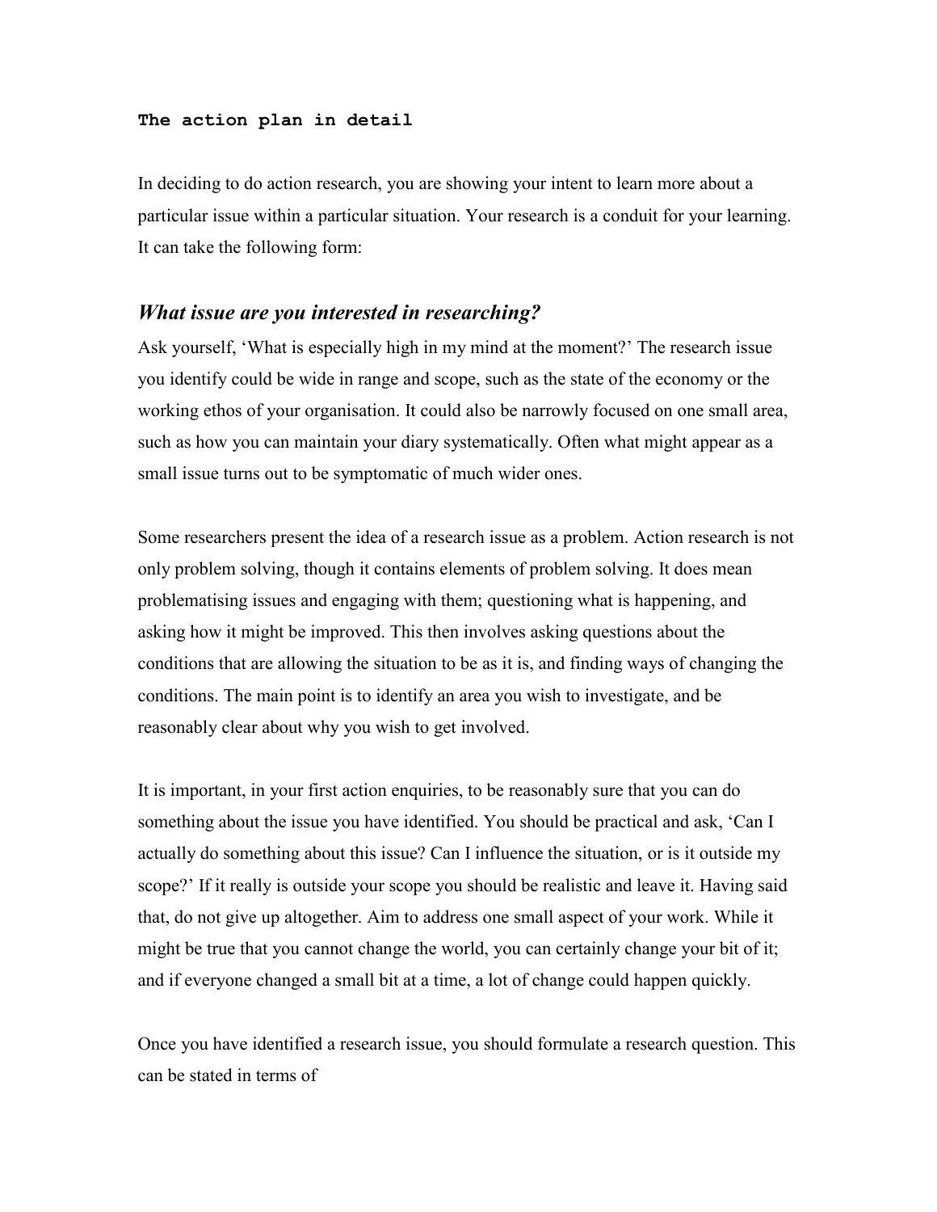**The action plan in detail**

In deciding to do action research, you are showing your intent to learn more about a particular issue within a particular situation. Your research is a conduit for your learning. It can take the following form:

## *What issue are you interested in researching?*

Ask yourself, 'What is especially high in my mind at the moment?' The research issue you identify could be wide in range and scope, such as the state of the economy or the working ethos of your organisation. It could also be narrowly focused on one small area, such as how you can maintain your diary systematically. Often what might appear as a small issue turns out to be symptomatic of much wider ones.

Some researchers present the idea of a research issue as a problem. Action research is not only problem solving, though it contains elements of problem solving. It does mean problematising issues and engaging with them; questioning what is happening, and asking how it might be improved. This then involves asking questions about the conditions that are allowing the situation to be as it is, and finding ways of changing the conditions. The main point is to identify an area you wish to investigate, and be reasonably clear about why you wish to get involved.

It is important, in your first action enquiries, to be reasonably sure that you can do something about the issue you have identified. You should be practical and ask, 'Can I actually do something about this issue? Can I influence the situation, or is it outside my scope?' If it really is outside your scope you should be realistic and leave it. Having said that, do not give up altogether. Aim to address one small aspect of your work. While it might be true that you cannot change the world, you can certainly change your bit of it; and if everyone changed a small bit at a time, a lot of change could happen quickly.

Once you have identified a research issue, you should formulate a research question. This can be stated in terms of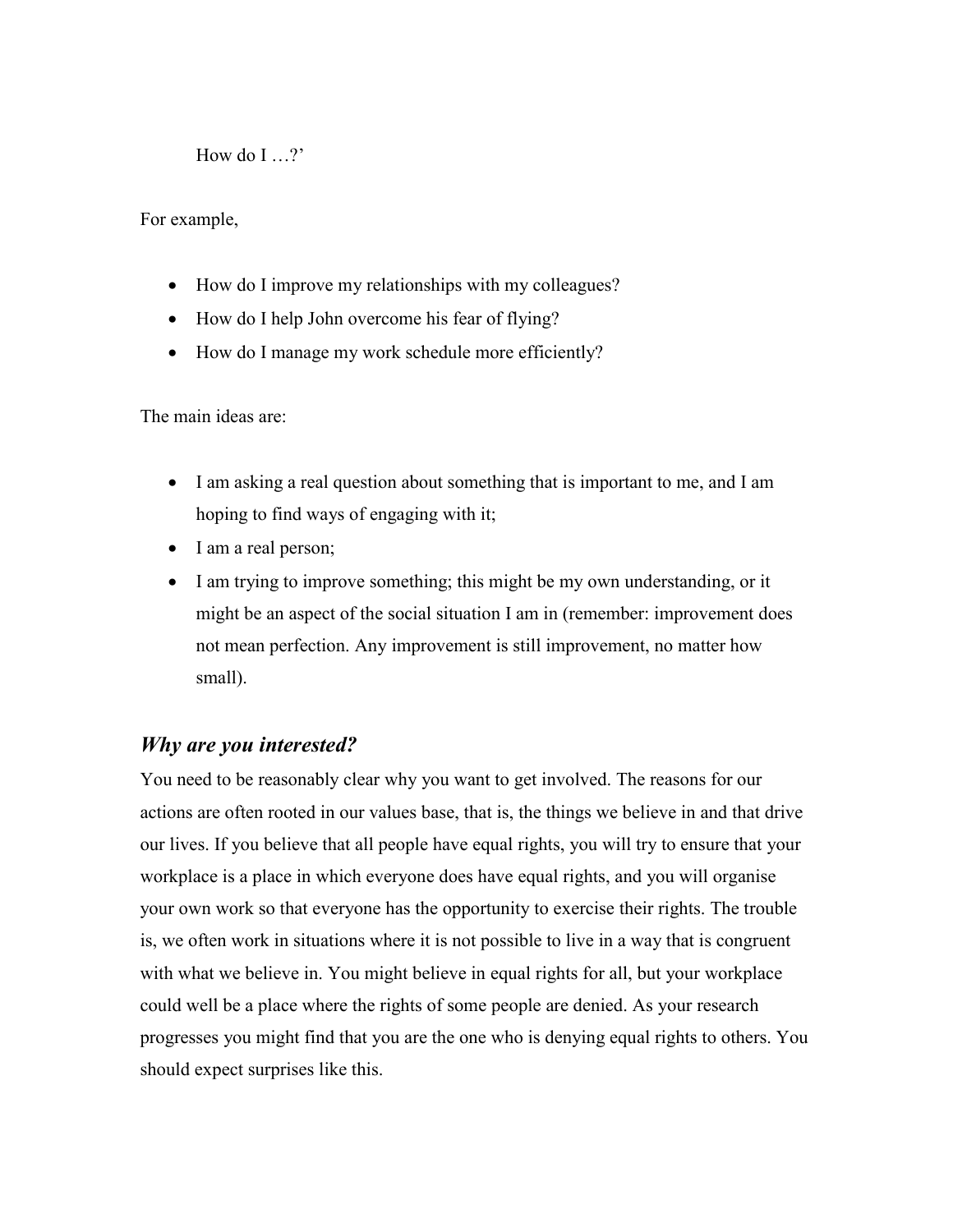How do I …?'

For example,

- How do I improve my relationships with my colleagues?
- How do I help John overcome his fear of flying?
- How do I manage my work schedule more efficiently?

The main ideas are:

- I am asking a real question about something that is important to me, and I am hoping to find ways of engaging with it;
- I am a real person;
- I am trying to improve something; this might be my own understanding, or it might be an aspect of the social situation I am in (remember: improvement does not mean perfection. Any improvement is still improvement, no matter how small).

### *Why are you interested?*

You need to be reasonably clear why you want to get involved. The reasons for our actions are often rooted in our values base, that is, the things we believe in and that drive our lives. If you believe that all people have equal rights, you will try to ensure that your workplace is a place in which everyone does have equal rights, and you will organise your own work so that everyone has the opportunity to exercise their rights. The trouble is, we often work in situations where it is not possible to live in a way that is congruent with what we believe in. You might believe in equal rights for all, but your workplace could well be a place where the rights of some people are denied. As your research progresses you might find that you are the one who is denying equal rights to others. You should expect surprises like this.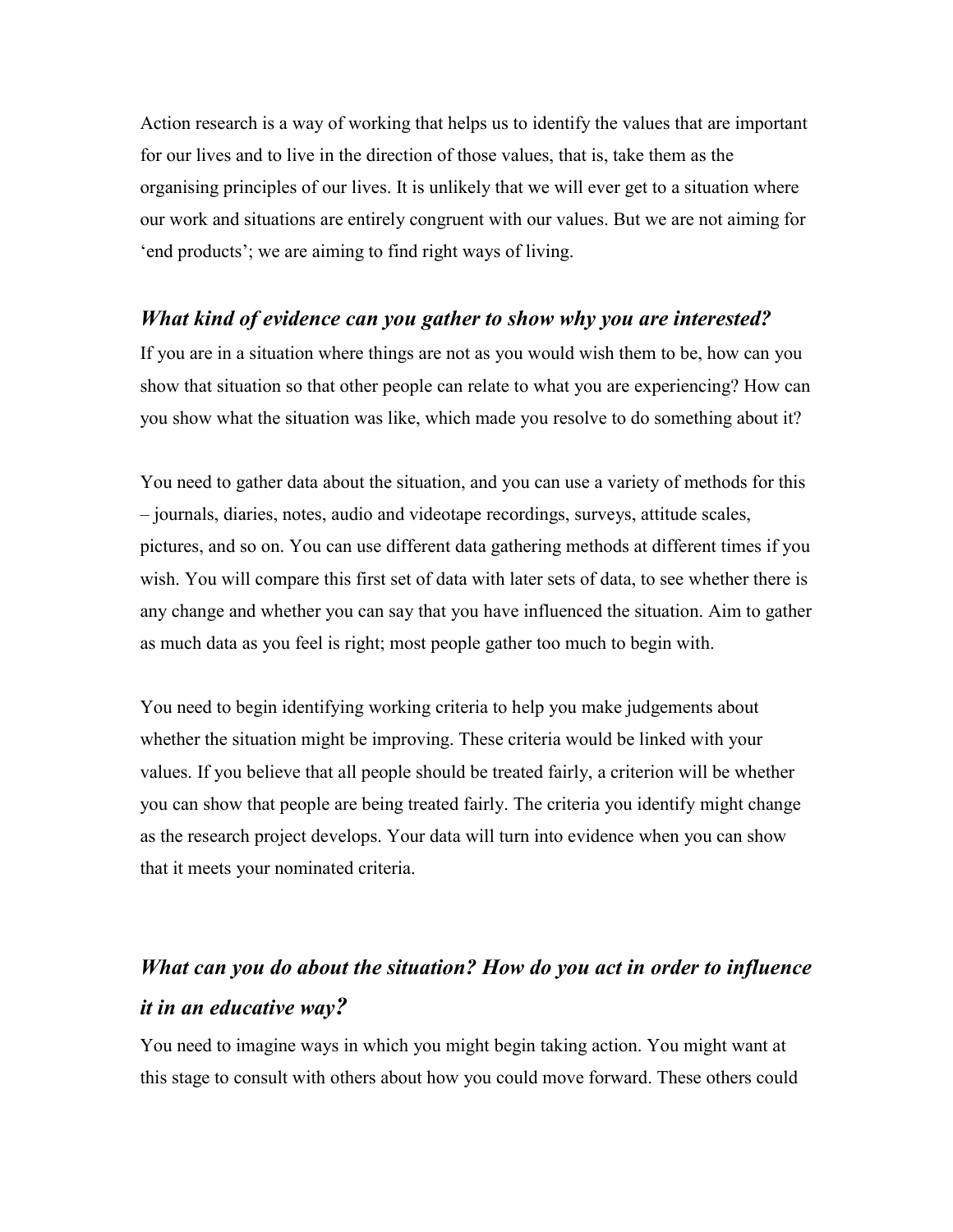Action research is a way of working that helps us to identify the values that are important for our lives and to live in the direction of those values, that is, take them as the organising principles of our lives. It is unlikely that we will ever get to a situation where our work and situations are entirely congruent with our values. But we are not aiming for 'end products'; we are aiming to find right ways of living.

### *What kind of evidence can you gather to show why you are interested?*

If you are in a situation where things are not as you would wish them to be, how can you show that situation so that other people can relate to what you are experiencing? How can you show what the situation was like, which made you resolve to do something about it?

You need to gather data about the situation, and you can use a variety of methods for this – journals, diaries, notes, audio and videotape recordings, surveys, attitude scales, pictures, and so on. You can use different data gathering methods at different times if you wish. You will compare this first set of data with later sets of data, to see whether there is any change and whether you can say that you have influenced the situation. Aim to gather as much data as you feel is right; most people gather too much to begin with.

You need to begin identifying working criteria to help you make judgements about whether the situation might be improving. These criteria would be linked with your values. If you believe that all people should be treated fairly, a criterion will be whether you can show that people are being treated fairly. The criteria you identify might change as the research project develops. Your data will turn into evidence when you can show that it meets your nominated criteria.

### *What can you do about the situation? How do you act in order to influence it in an educative way?*

You need to imagine ways in which you might begin taking action. You might want at this stage to consult with others about how you could move forward. These others could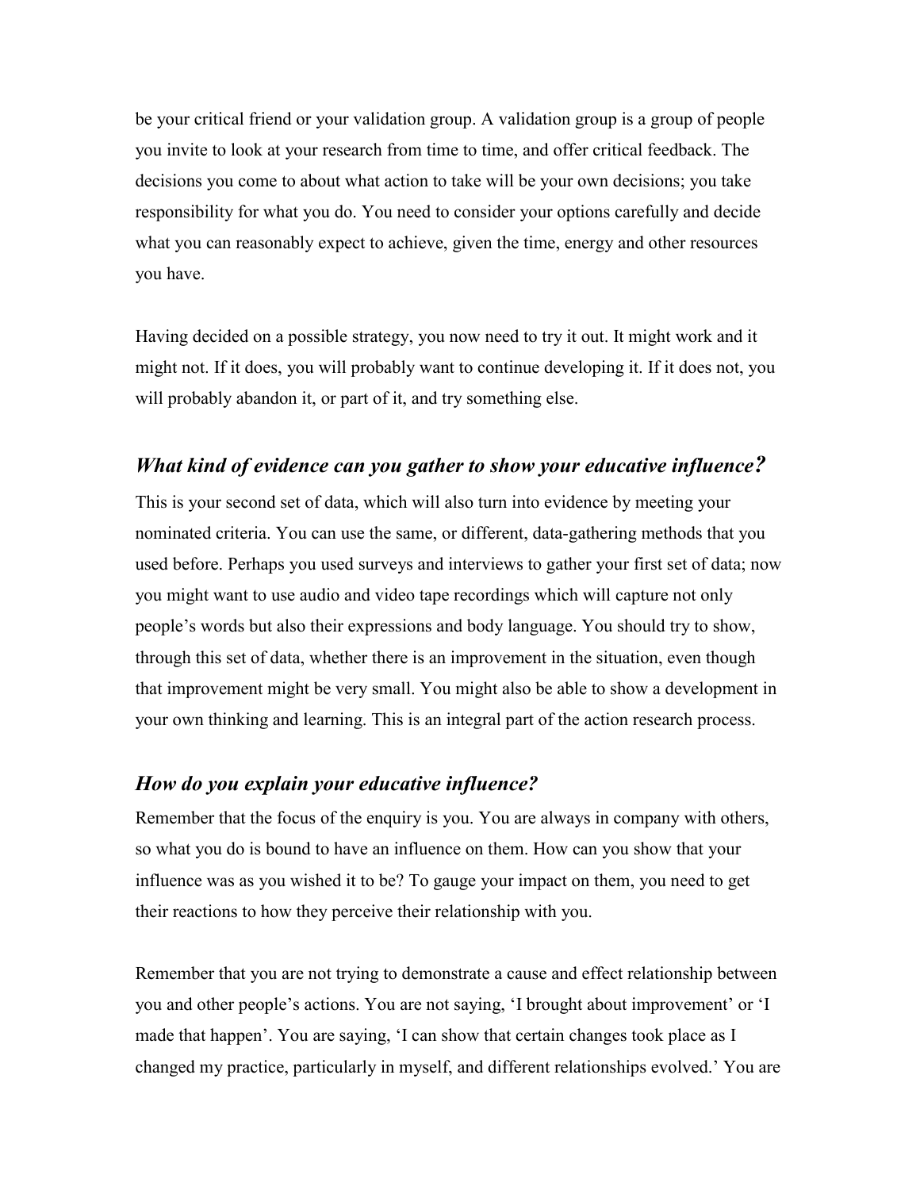be your critical friend or your validation group. A validation group is a group of people you invite to look at your research from time to time, and offer critical feedback. The decisions you come to about what action to take will be your own decisions; you take responsibility for what you do. You need to consider your options carefully and decide what you can reasonably expect to achieve, given the time, energy and other resources you have.

Having decided on a possible strategy, you now need to try it out. It might work and it might not. If it does, you will probably want to continue developing it. If it does not, you will probably abandon it, or part of it, and try something else.

### *What kind of evidence can you gather to show your educative influence?*

This is your second set of data, which will also turn into evidence by meeting your nominated criteria. You can use the same, or different, data-gathering methods that you used before. Perhaps you used surveys and interviews to gather your first set of data; now you might want to use audio and video tape recordings which will capture not only people's words but also their expressions and body language. You should try to show, through this set of data, whether there is an improvement in the situation, even though that improvement might be very small. You might also be able to show a development in your own thinking and learning. This is an integral part of the action research process.

### *How do you explain your educative influence?*

Remember that the focus of the enquiry is you. You are always in company with others, so what you do is bound to have an influence on them. How can you show that your influence was as you wished it to be? To gauge your impact on them, you need to get their reactions to how they perceive their relationship with you.

Remember that you are not trying to demonstrate a cause and effect relationship between you and other people's actions. You are not saying, 'I brought about improvement' or 'I made that happen'. You are saying, 'I can show that certain changes took place as I changed my practice, particularly in myself, and different relationships evolved.' You are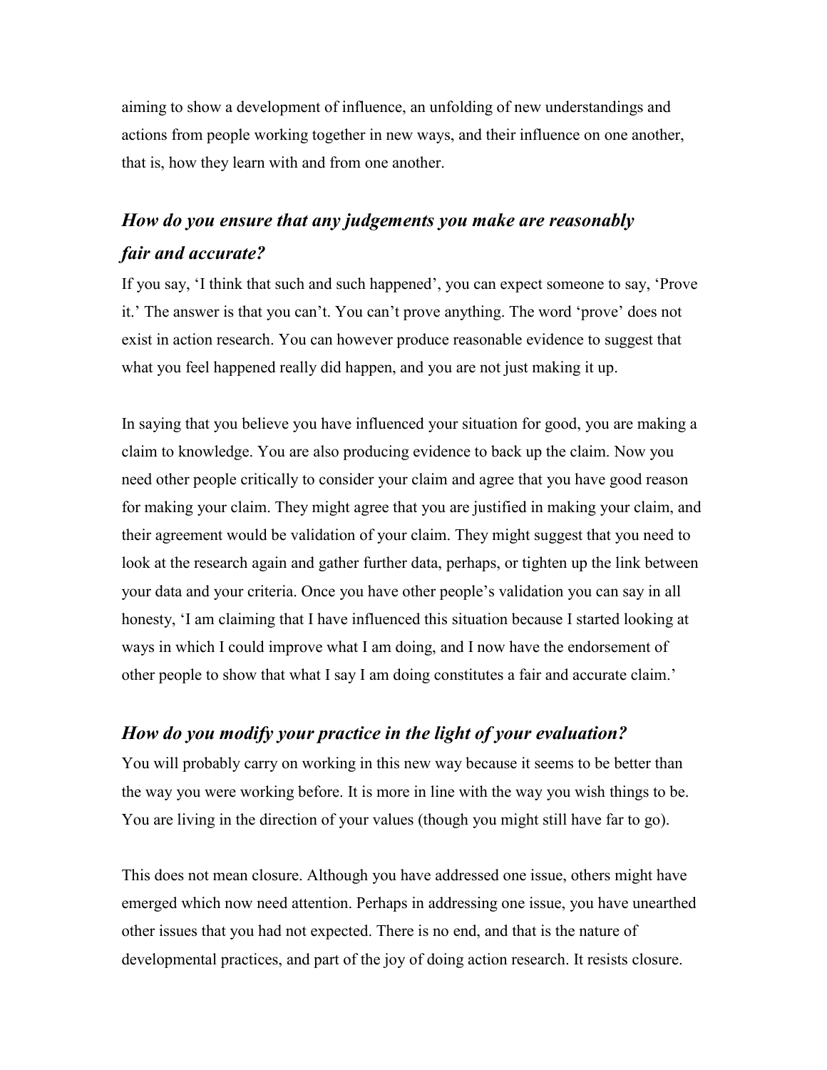aiming to show a development of influence, an unfolding of new understandings and actions from people working together in new ways, and their influence on one another, that is, how they learn with and from one another.

### *How do you ensure that any judgements you make are reasonably fair and accurate?*

If you say, 'I think that such and such happened', you can expect someone to say, 'Prove it.' The answer is that you can't. You can't prove anything. The word 'prove' does not exist in action research. You can however produce reasonable evidence to suggest that what you feel happened really did happen, and you are not just making it up.

In saying that you believe you have influenced your situation for good, you are making a claim to knowledge. You are also producing evidence to back up the claim. Now you need other people critically to consider your claim and agree that you have good reason for making your claim. They might agree that you are justified in making your claim, and their agreement would be validation of your claim. They might suggest that you need to look at the research again and gather further data, perhaps, or tighten up the link between your data and your criteria. Once you have other people's validation you can say in all honesty, 'I am claiming that I have influenced this situation because I started looking at ways in which I could improve what I am doing, and I now have the endorsement of other people to show that what I say I am doing constitutes a fair and accurate claim.'

### *How do you modify your practice in the light of your evaluation?*

You will probably carry on working in this new way because it seems to be better than the way you were working before. It is more in line with the way you wish things to be. You are living in the direction of your values (though you might still have far to go).

This does not mean closure. Although you have addressed one issue, others might have emerged which now need attention. Perhaps in addressing one issue, you have unearthed other issues that you had not expected. There is no end, and that is the nature of developmental practices, and part of the joy of doing action research. It resists closure.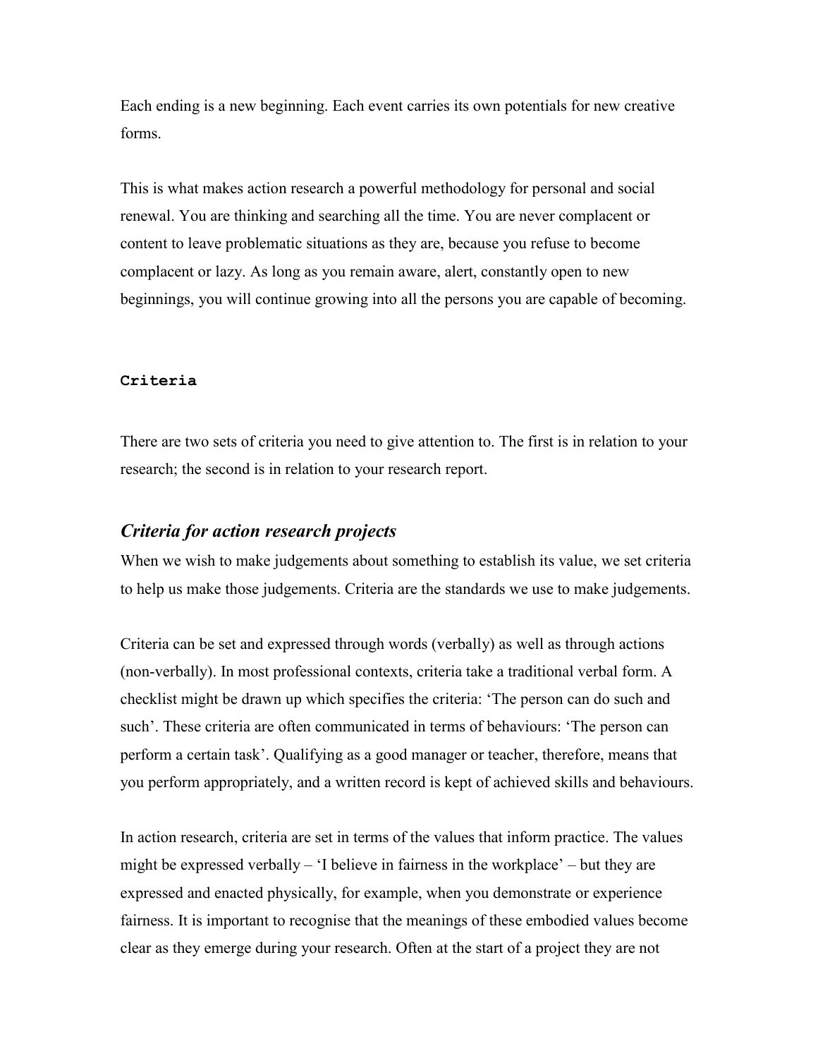Each ending is a new beginning. Each event carries its own potentials for new creative forms.

This is what makes action research a powerful methodology for personal and social renewal. You are thinking and searching all the time. You are never complacent or content to leave problematic situations as they are, because you refuse to become complacent or lazy. As long as you remain aware, alert, constantly open to new beginnings, you will continue growing into all the persons you are capable of becoming.

## Criteria

There are two sets of criteria you need to give attention to. The first is in relation to your research; the second is in relation to your research report.

### *Criteria for action research projects*

When we wish to make judgements about something to establish its value, we set criteria to help us make those judgements. Criteria are the standards we use to make judgements.

Criteria can be set and expressed through words (verbally) as well as through actions (non-verbally). In most professional contexts, criteria take a traditional verbal form. A checklist might be drawn up which specifies the criteria: ‘The person can do such and such’. These criteria are often communicated in terms of behaviours: ‘The person can perform a certain task’. Qualifying as a good manager or teacher, therefore, means that you perform appropriately, and a written record is kept of achieved skills and behaviours.

In action research, criteria are set in terms of the values that inform practice. The values might be expressed verbally – ‘I believe in fairness in the workplace’ – but they are expressed and enacted physically, for example, when you demonstrate or experience fairness. It is important to recognise that the meanings of these embodied values become clear as they emerge during your research. Often at the start of a project they are not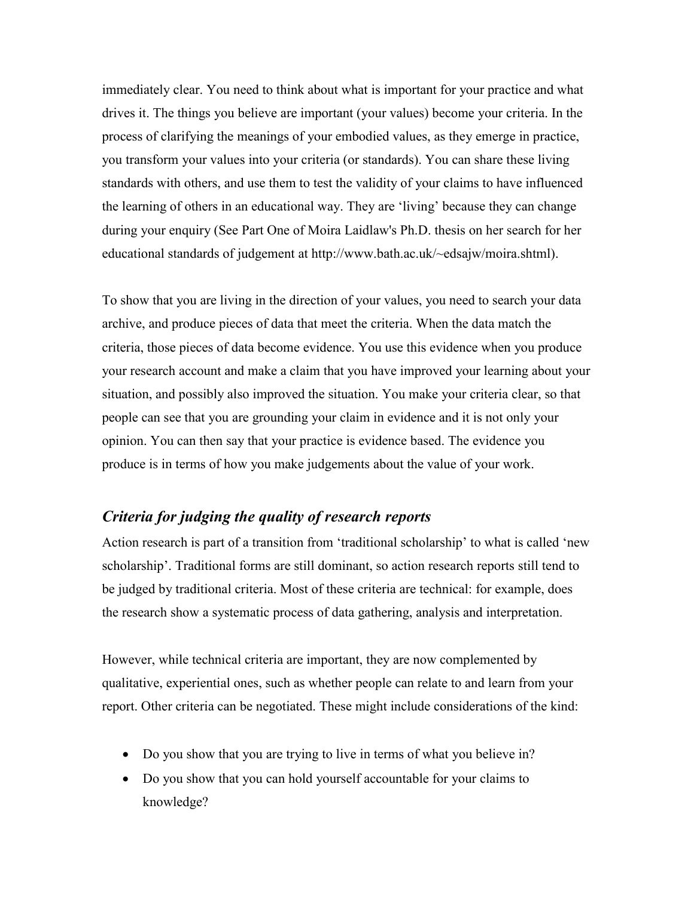immediately clear. You need to think about what is important for your practice and what drives it. The things you believe are important (your values) become your criteria. In the process of clarifying the meanings of your embodied values, as they emerge in practice, you transform your values into your criteria (or standards). You can share these living standards with others, and use them to test the validity of your claims to have influenced the learning of others in an educational way. They are 'living' because they can change during your enquiry (See Part One of Moira Laidlaw's Ph.D. thesis on her search for her educational standards of judgement at http://www.bath.ac.uk/~edsajw/moira.shtml).

To show that you are living in the direction of your values, you need to search your data archive, and produce pieces of data that meet the criteria. When the data match the criteria, those pieces of data become evidence. You use this evidence when you produce your research account and make a claim that you have improved your learning about your situation, and possibly also improved the situation. You make your criteria clear, so that people can see that you are grounding your claim in evidence and it is not only your opinion. You can then say that your practice is evidence based. The evidence you produce is in terms of how you make judgements about the value of your work.

### *Criteria for judging the quality of research reports*

Action research is part of a transition from 'traditional scholarship' to what is called 'new scholarship'. Traditional forms are still dominant, so action research reports still tend to be judged by traditional criteria. Most of these criteria are technical: for example, does the research show a systematic process of data gathering, analysis and interpretation.

However, while technical criteria are important, they are now complemented by qualitative, experiential ones, such as whether people can relate to and learn from your report. Other criteria can be negotiated. These might include considerations of the kind:

- Do you show that you are trying to live in terms of what you believe in?
- Do you show that you can hold yourself accountable for your claims to knowledge?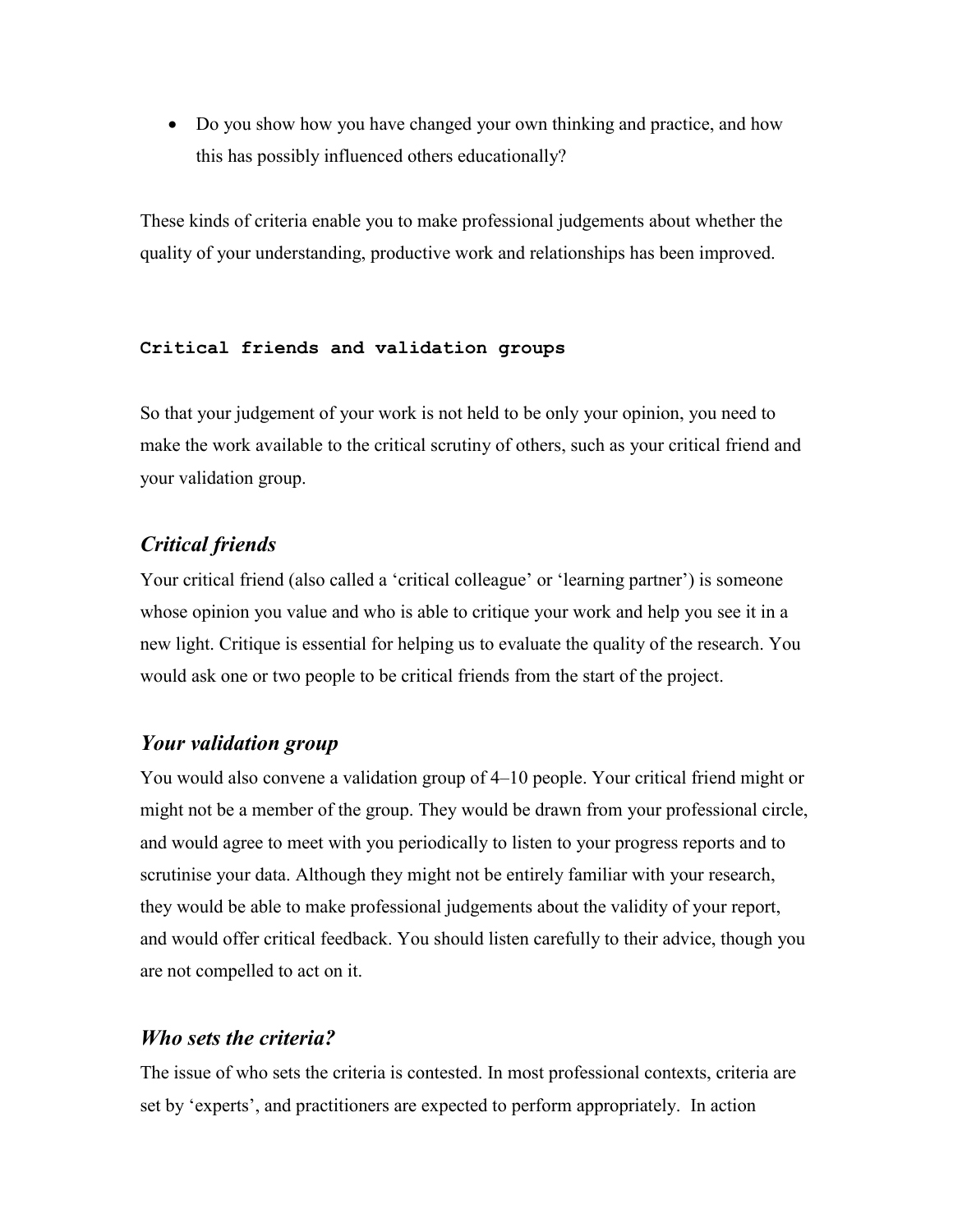- Do you show how you have changed your own thinking and practice, and how this has possibly influenced others educationally?

These kinds of criteria enable you to make professional judgements about whether the quality of your understanding, productive work and relationships has been improved.

## Critical friends and validation groups

So that your judgement of your work is not held to be only your opinion, you need to make the work available to the critical scrutiny of others, such as your critical friend and your validation group.

### *Critical friends*

Your critical friend (also called a 'critical colleague' or 'learning partner') is someone whose opinion you value and who is able to critique your work and help you see it in a new light. Critique is essential for helping us to evaluate the quality of the research. You would ask one or two people to be critical friends from the start of the project.

### *Your validation group*

You would also convene a validation group of 4–10 people. Your critical friend might or might not be a member of the group. They would be drawn from your professional circle, and would agree to meet with you periodically to listen to your progress reports and to scrutinise your data. Although they might not be entirely familiar with your research, they would be able to make professional judgements about the validity of your report, and would offer critical feedback. You should listen carefully to their advice, though you are not compelled to act on it.

### *Who sets the criteria?*

The issue of who sets the criteria is contested. In most professional contexts, criteria are set by 'experts', and practitioners are expected to perform appropriately. In action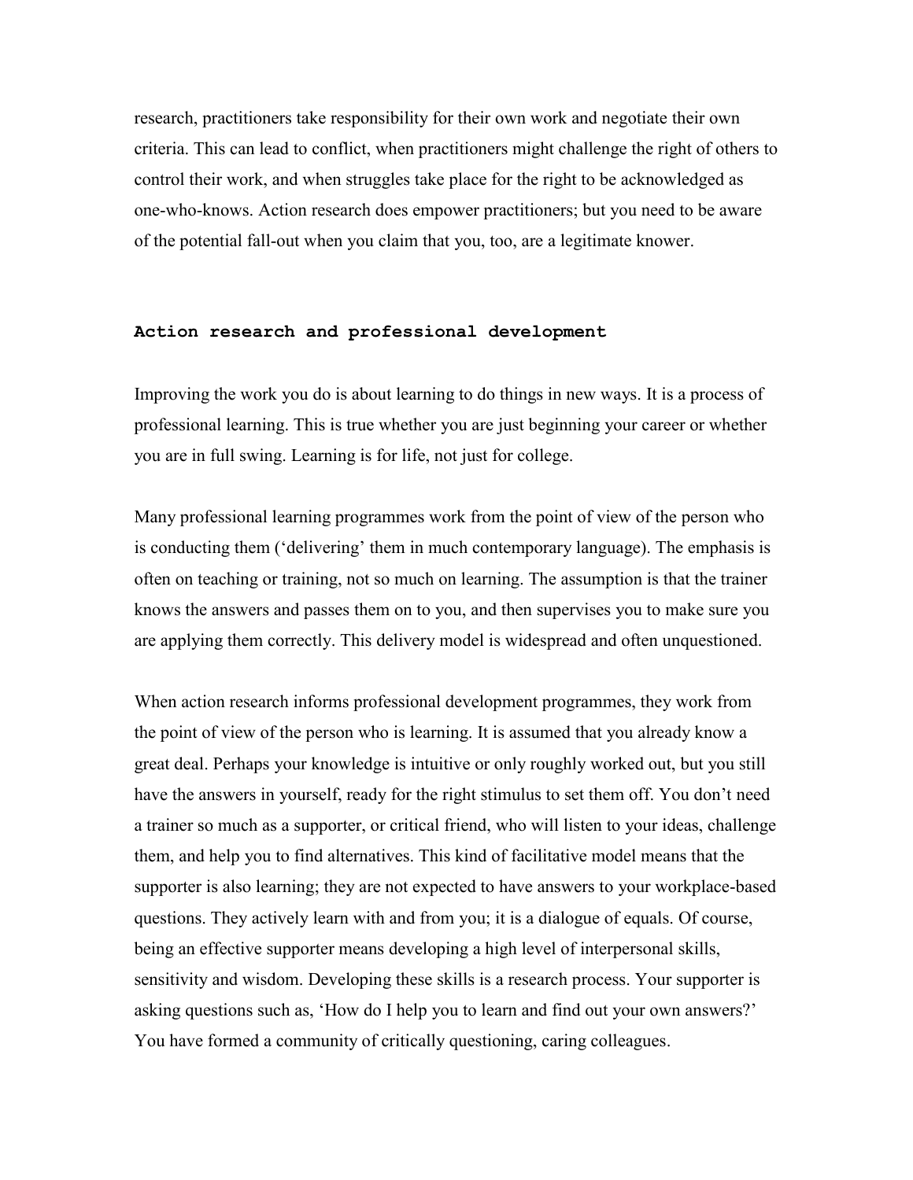research, practitioners take responsibility for their own work and negotiate their own criteria. This can lead to conflict, when practitioners might challenge the right of others to control their work, and when struggles take place for the right to be acknowledged as one-who-knows. Action research does empower practitioners; but you need to be aware of the potential fall-out when you claim that you, too, are a legitimate knower.

## Action research and professional development

Improving the work you do is about learning to do things in new ways. It is a process of professional learning. This is true whether you are just beginning your career or whether you are in full swing. Learning is for life, not just for college.

Many professional learning programmes work from the point of view of the person who is conducting them ('delivering' them in much contemporary language). The emphasis is often on teaching or training, not so much on learning. The assumption is that the trainer knows the answers and passes them on to you, and then supervises you to make sure you are applying them correctly. This delivery model is widespread and often unquestioned.

When action research informs professional development programmes, they work from the point of view of the person who is learning. It is assumed that you already know a great deal. Perhaps your knowledge is intuitive or only roughly worked out, but you still have the answers in yourself, ready for the right stimulus to set them off. You don't need a trainer so much as a supporter, or critical friend, who will listen to your ideas, challenge them, and help you to find alternatives. This kind of facilitative model means that the supporter is also learning; they are not expected to have answers to your workplace-based questions. They actively learn with and from you; it is a dialogue of equals. Of course, being an effective supporter means developing a high level of interpersonal skills, sensitivity and wisdom. Developing these skills is a research process. Your supporter is asking questions such as, 'How do I help you to learn and find out your own answers?' You have formed a community of critically questioning, caring colleagues.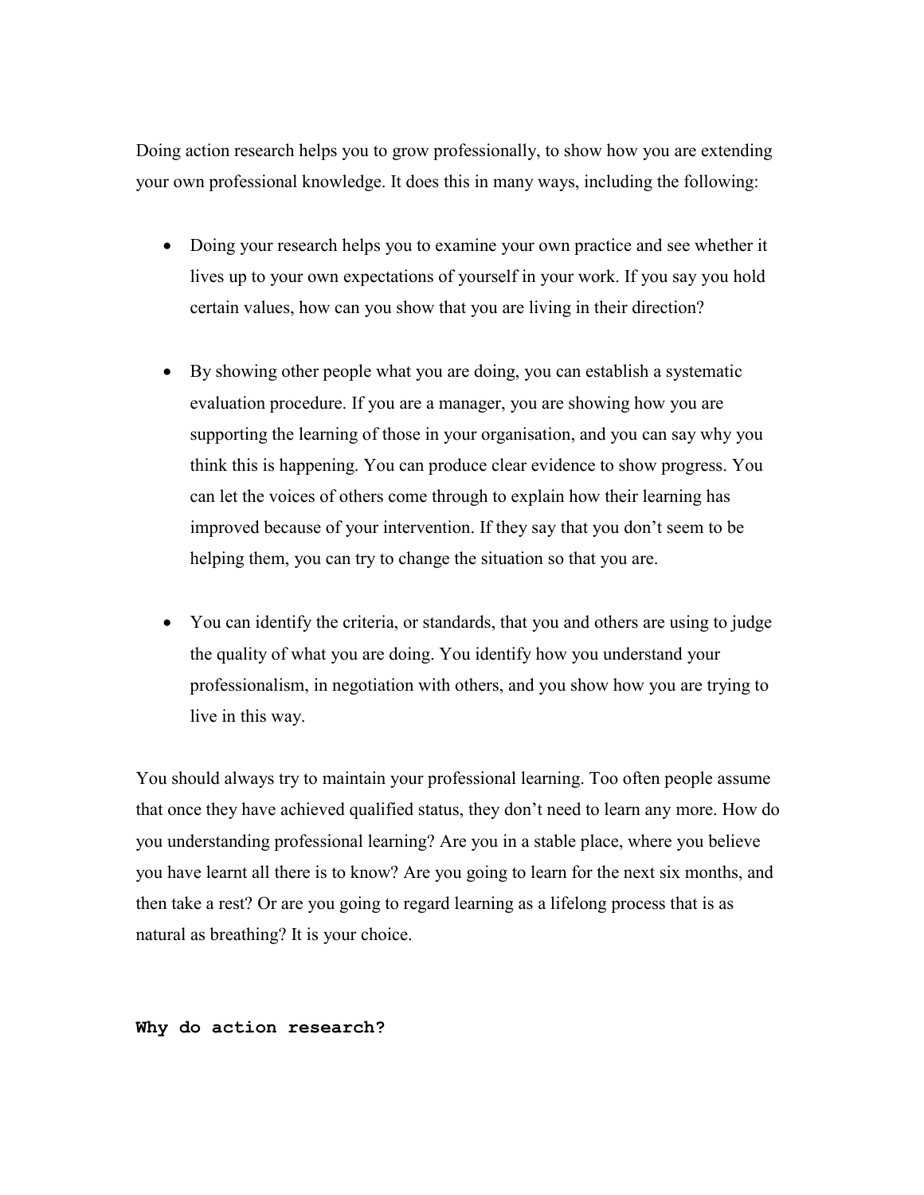Doing action research helps you to grow professionally, to show how you are extending your own professional knowledge. It does this in many ways, including the following:

- Doing your research helps you to examine your own practice and see whether it lives up to your own expectations of yourself in your work. If you say you hold certain values, how can you show that you are living in their direction?

- By showing other people what you are doing, you can establish a systematic evaluation procedure. If you are a manager, you are showing how you are supporting the learning of those in your organisation, and you can say why you think this is happening. You can produce clear evidence to show progress. You can let the voices of others come through to explain how their learning has improved because of your intervention. If they say that you don't seem to be helping them, you can try to change the situation so that you are.

- You can identify the criteria, or standards, that you and others are using to judge the quality of what you are doing. You identify how you understand your professionalism, in negotiation with others, and you show how you are trying to live in this way.

You should always try to maintain your professional learning. Too often people assume that once they have achieved qualified status, they don't need to learn any more. How do you understanding professional learning? Are you in a stable place, where you believe you have learnt all there is to know? Are you going to learn for the next six months, and then take a rest? Or are you going to regard learning as a lifelong process that is as natural as breathing? It is your choice.

**Why do action research?**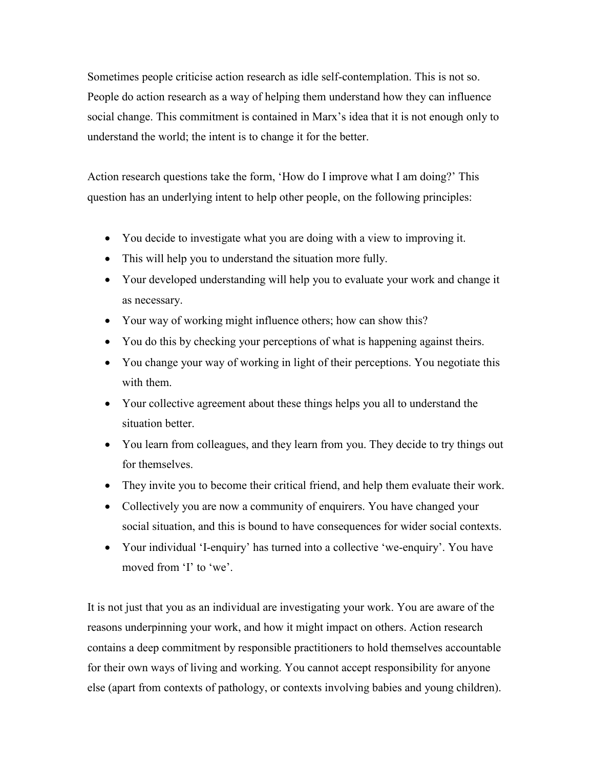Sometimes people criticise action research as idle self-contemplation. This is not so. People do action research as a way of helping them understand how they can influence social change. This commitment is contained in Marx's idea that it is not enough only to understand the world; the intent is to change it for the better.

Action research questions take the form, 'How do I improve what I am doing?' This question has an underlying intent to help other people, on the following principles:

- You decide to investigate what you are doing with a view to improving it.
- This will help you to understand the situation more fully.
- Your developed understanding will help you to evaluate your work and change it as necessary.
- Your way of working might influence others; how can show this?
- You do this by checking your perceptions of what is happening against theirs.
- You change your way of working in light of their perceptions. You negotiate this with them.
- Your collective agreement about these things helps you all to understand the situation better.
- You learn from colleagues, and they learn from you. They decide to try things out for themselves.
- They invite you to become their critical friend, and help them evaluate their work.
- Collectively you are now a community of enquirers. You have changed your social situation, and this is bound to have consequences for wider social contexts.
- Your individual 'I-enquiry' has turned into a collective 'we-enquiry'. You have moved from 'I' to 'we'.

It is not just that you as an individual are investigating your work. You are aware of the reasons underpinning your work, and how it might impact on others. Action research contains a deep commitment by responsible practitioners to hold themselves accountable for their own ways of living and working. You cannot accept responsibility for anyone else (apart from contexts of pathology, or contexts involving babies and young children).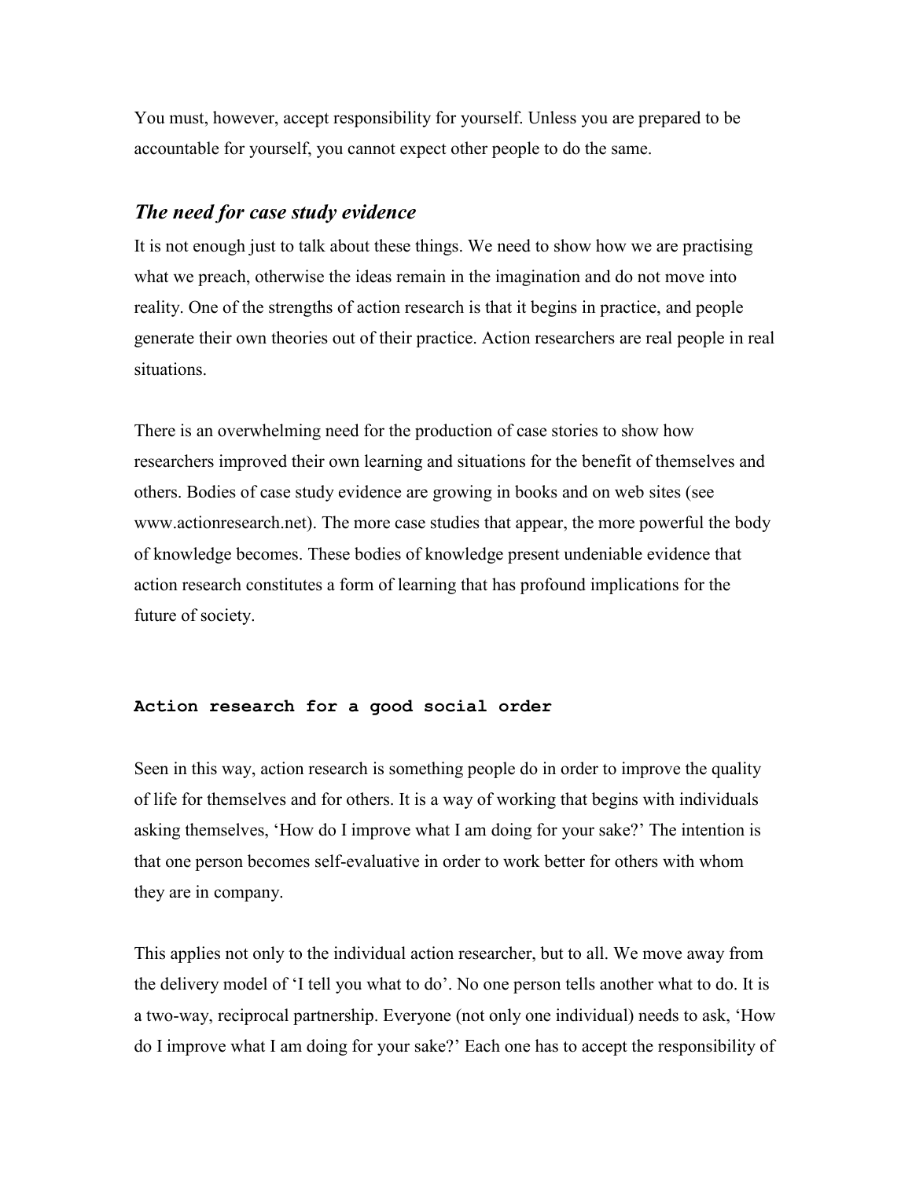You must, however, accept responsibility for yourself. Unless you are prepared to be accountable for yourself, you cannot expect other people to do the same.

### *The need for case study evidence*

It is not enough just to talk about these things. We need to show how we are practising what we preach, otherwise the ideas remain in the imagination and do not move into reality. One of the strengths of action research is that it begins in practice, and people generate their own theories out of their practice. Action researchers are real people in real situations.

There is an overwhelming need for the production of case stories to show how researchers improved their own learning and situations for the benefit of themselves and others. Bodies of case study evidence are growing in books and on web sites (see www.actionresearch.net). The more case studies that appear, the more powerful the body of knowledge becomes. These bodies of knowledge present undeniable evidence that action research constitutes a form of learning that has profound implications for the future of society.

## **Action research for a good social order**

Seen in this way, action research is something people do in order to improve the quality of life for themselves and for others. It is a way of working that begins with individuals asking themselves, 'How do I improve what I am doing for your sake?' The intention is that one person becomes self-evaluative in order to work better for others with whom they are in company.

This applies not only to the individual action researcher, but to all. We move away from the delivery model of 'I tell you what to do'. No one person tells another what to do. It is a two-way, reciprocal partnership. Everyone (not only one individual) needs to ask, 'How do I improve what I am doing for your sake?' Each one has to accept the responsibility of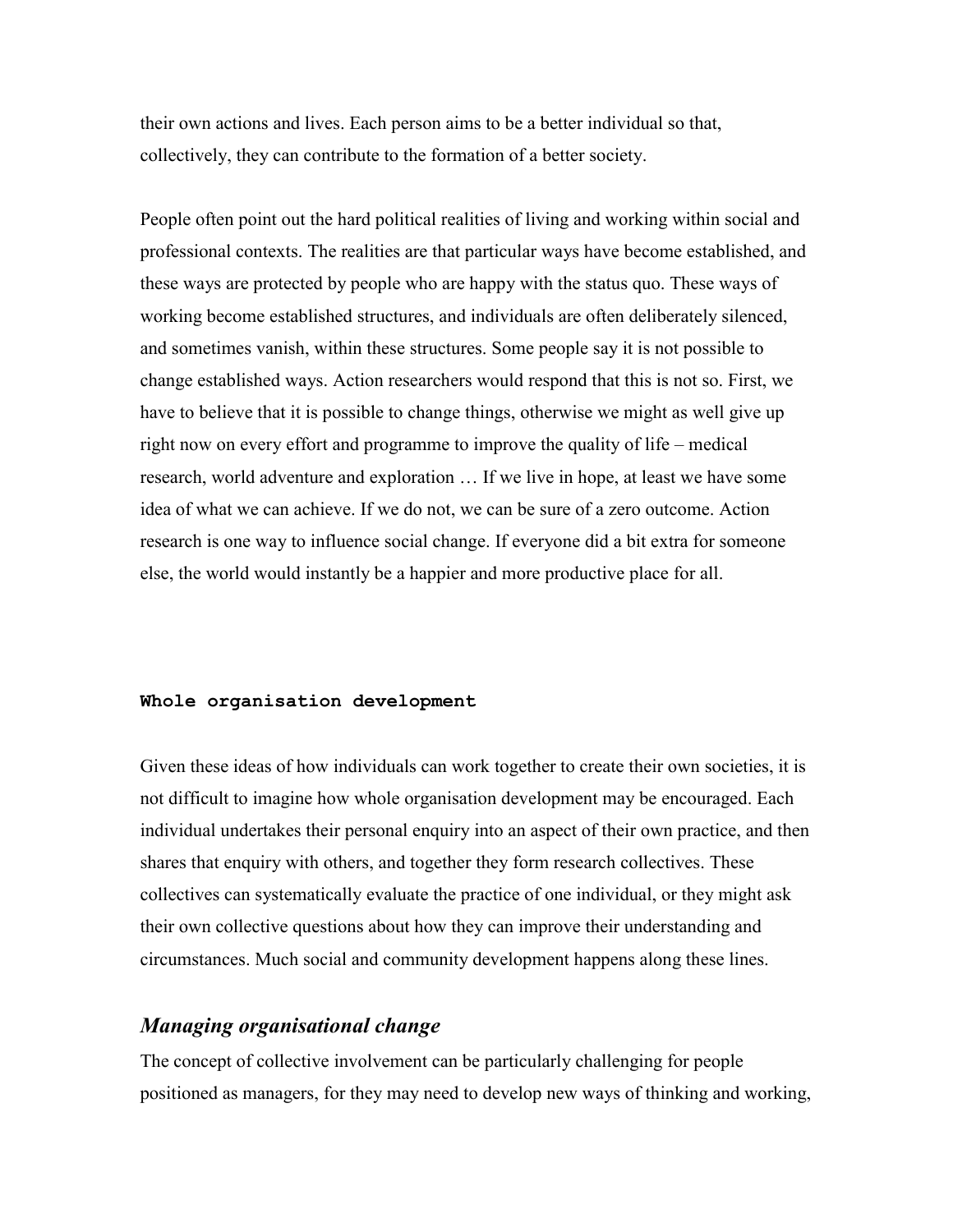their own actions and lives. Each person aims to be a better individual so that, collectively, they can contribute to the formation of a better society.

People often point out the hard political realities of living and working within social and professional contexts. The realities are that particular ways have become established, and these ways are protected by people who are happy with the status quo. These ways of working become established structures, and individuals are often deliberately silenced, and sometimes vanish, within these structures. Some people say it is not possible to change established ways. Action researchers would respond that this is not so. First, we have to believe that it is possible to change things, otherwise we might as well give up right now on every effort and programme to improve the quality of life – medical research, world adventure and exploration … If we live in hope, at least we have some idea of what we can achieve. If we do not, we can be sure of a zero outcome. Action research is one way to influence social change. If everyone did a bit extra for someone else, the world would instantly be a happier and more productive place for all.

## Whole organisation development

Given these ideas of how individuals can work together to create their own societies, it is not difficult to imagine how whole organisation development may be encouraged. Each individual undertakes their personal enquiry into an aspect of their own practice, and then shares that enquiry with others, and together they form research collectives. These collectives can systematically evaluate the practice of one individual, or they might ask their own collective questions about how they can improve their understanding and circumstances. Much social and community development happens along these lines.

### *Managing organisational change*

The concept of collective involvement can be particularly challenging for people positioned as managers, for they may need to develop new ways of thinking and working,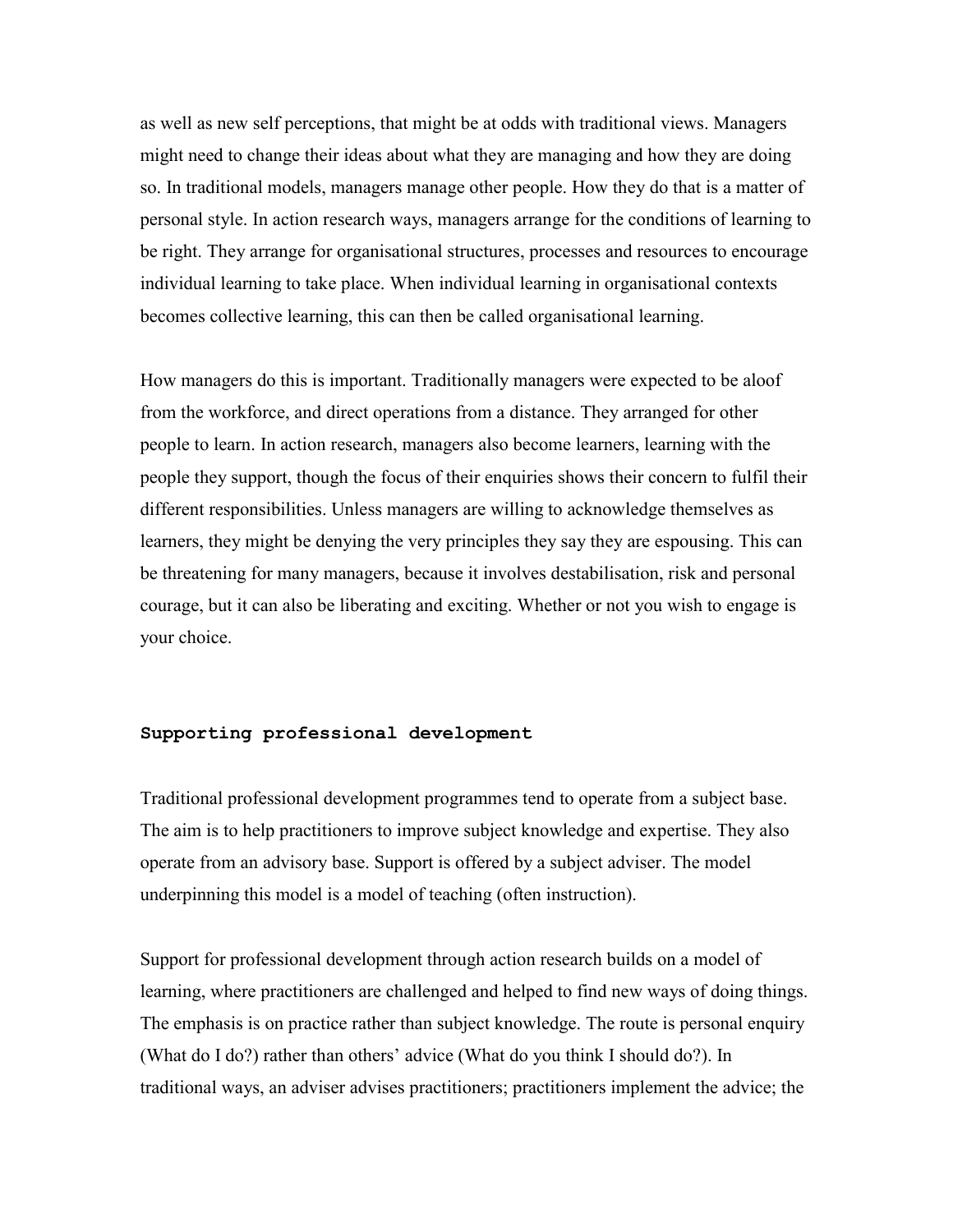as well as new self perceptions, that might be at odds with traditional views. Managers might need to change their ideas about what they are managing and how they are doing so. In traditional models, managers manage other people. How they do that is a matter of personal style. In action research ways, managers arrange for the conditions of learning to be right. They arrange for organisational structures, processes and resources to encourage individual learning to take place. When individual learning in organisational contexts becomes collective learning, this can then be called organisational learning.

How managers do this is important. Traditionally managers were expected to be aloof from the workforce, and direct operations from a distance. They arranged for other people to learn. In action research, managers also become learners, learning with the people they support, though the focus of their enquiries shows their concern to fulfil their different responsibilities. Unless managers are willing to acknowledge themselves as learners, they might be denying the very principles they say they are espousing. This can be threatening for many managers, because it involves destabilisation, risk and personal courage, but it can also be liberating and exciting. Whether or not you wish to engage is your choice.

## Supporting professional development

Traditional professional development programmes tend to operate from a subject base. The aim is to help practitioners to improve subject knowledge and expertise. They also operate from an advisory base. Support is offered by a subject adviser. The model underpinning this model is a model of teaching (often instruction).

Support for professional development through action research builds on a model of learning, where practitioners are challenged and helped to find new ways of doing things. The emphasis is on practice rather than subject knowledge. The route is personal enquiry (What do I do?) rather than others' advice (What do you think I should do?). In traditional ways, an adviser advises practitioners; practitioners implement the advice; the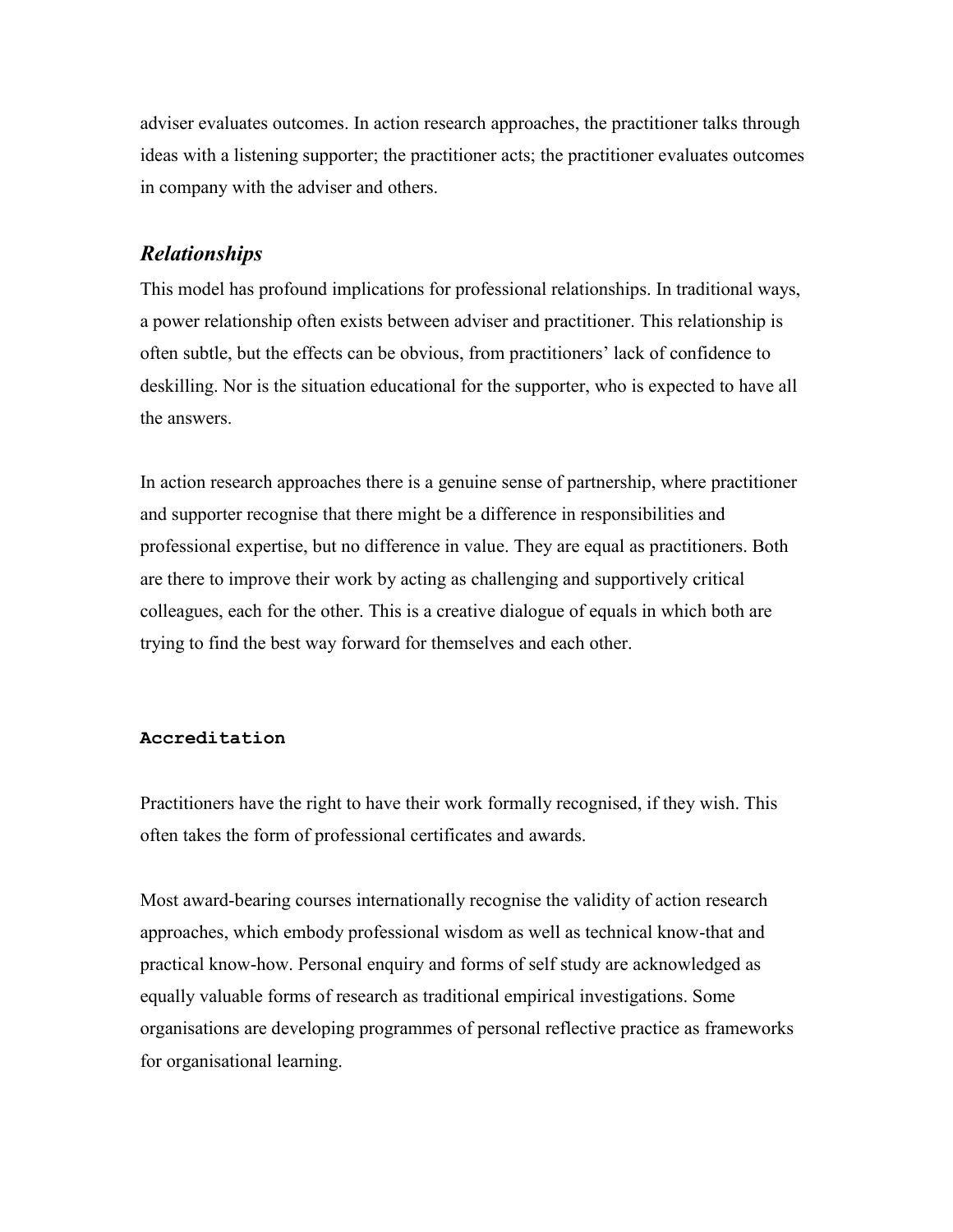adviser evaluates outcomes. In action research approaches, the practitioner talks through ideas with a listening supporter; the practitioner acts; the practitioner evaluates outcomes in company with the adviser and others.

### *Relationships*

This model has profound implications for professional relationships. In traditional ways, a power relationship often exists between adviser and practitioner. This relationship is often subtle, but the effects can be obvious, from practitioners' lack of confidence to deskilling. Nor is the situation educational for the supporter, who is expected to have all the answers.

In action research approaches there is a genuine sense of partnership, where practitioner and supporter recognise that there might be a difference in responsibilities and professional expertise, but no difference in value. They are equal as practitioners. Both are there to improve their work by acting as challenging and supportively critical colleagues, each for the other. This is a creative dialogue of equals in which both are trying to find the best way forward for themselves and each other.

#### **Accreditation**

Practitioners have the right to have their work formally recognised, if they wish. This often takes the form of professional certificates and awards.

Most award-bearing courses internationally recognise the validity of action research approaches, which embody professional wisdom as well as technical know-that and practical know-how. Personal enquiry and forms of self study are acknowledged as equally valuable forms of research as traditional empirical investigations. Some organisations are developing programmes of personal reflective practice as frameworks for organisational learning.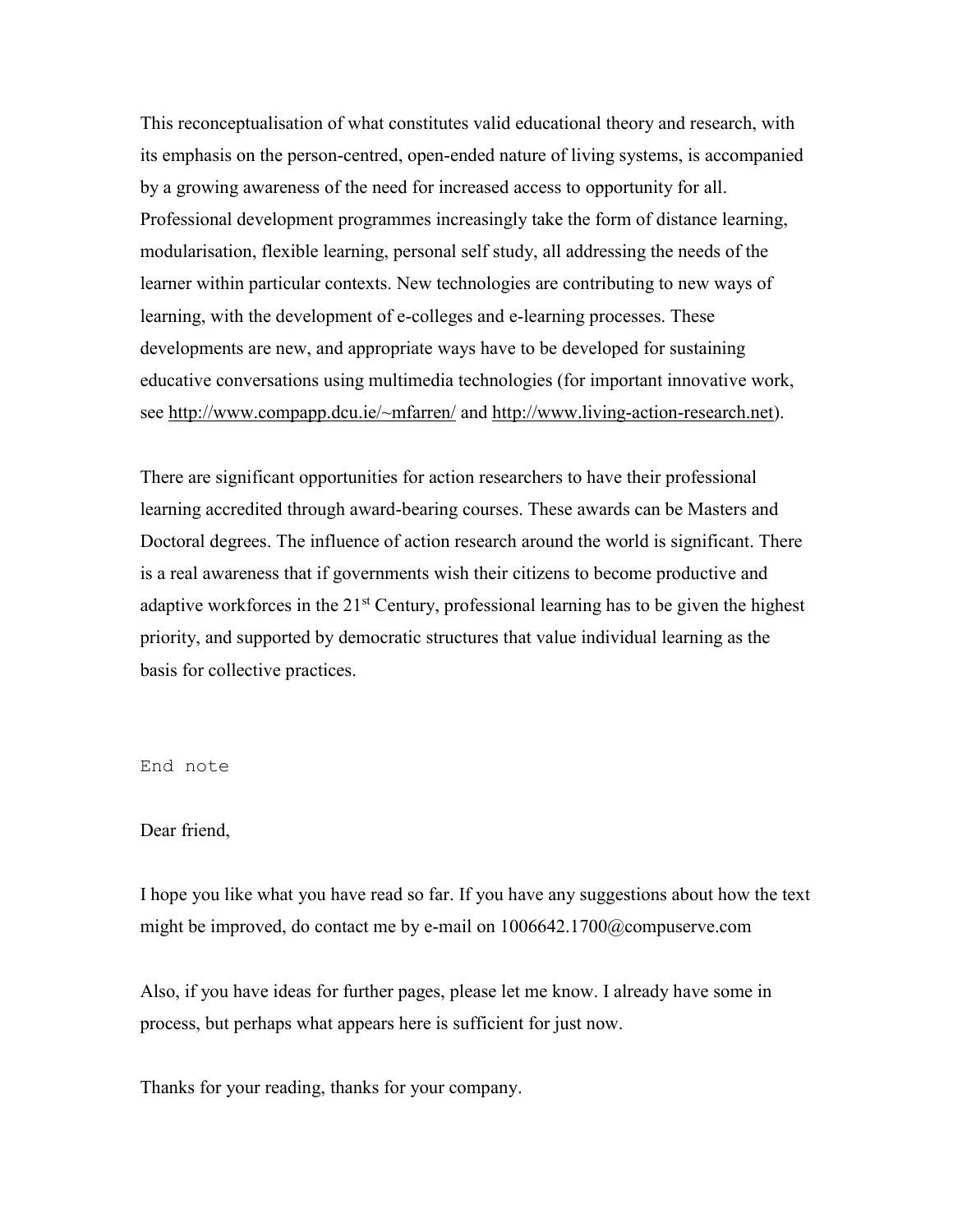This reconceptualisation of what constitutes valid educational theory and research, with its emphasis on the person-centred, open-ended nature of living systems, is accompanied by a growing awareness of the need for increased access to opportunity for all. Professional development programmes increasingly take the form of distance learning, modularisation, flexible learning, personal self study, all addressing the needs of the learner within particular contexts. New technologies are contributing to new ways of learning, with the development of e-colleges and e-learning processes. These developments are new, and appropriate ways have to be developed for sustaining educative conversations using multimedia technologies (for important innovative work, see http://www.compapp.dcu.ie/~mfarren/ and http://www.living-action-research.net).

There are significant opportunities for action researchers to have their professional learning accredited through award-bearing courses. These awards can be Masters and Doctoral degrees. The influence of action research around the world is significant. There is a real awareness that if governments wish their citizens to become productive and adaptive workforces in the 21st Century, professional learning has to be given the highest priority, and supported by democratic structures that value individual learning as the basis for collective practices.

End note

Dear friend,

I hope you like what you have read so far. If you have any suggestions about how the text might be improved, do contact me by e-mail on 1006642.1700@compuserve.com

Also, if you have ideas for further pages, please let me know. I already have some in process, but perhaps what appears here is sufficient for just now.

Thanks for your reading, thanks for your company.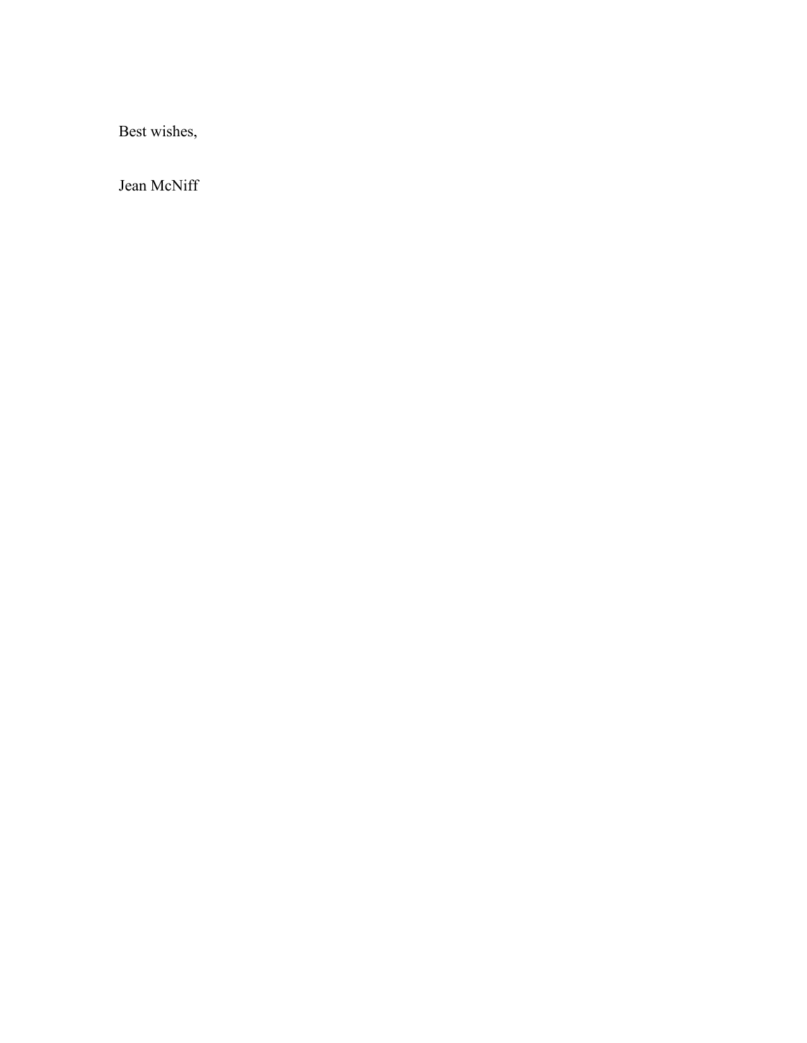Best wishes,

Jean McNiff